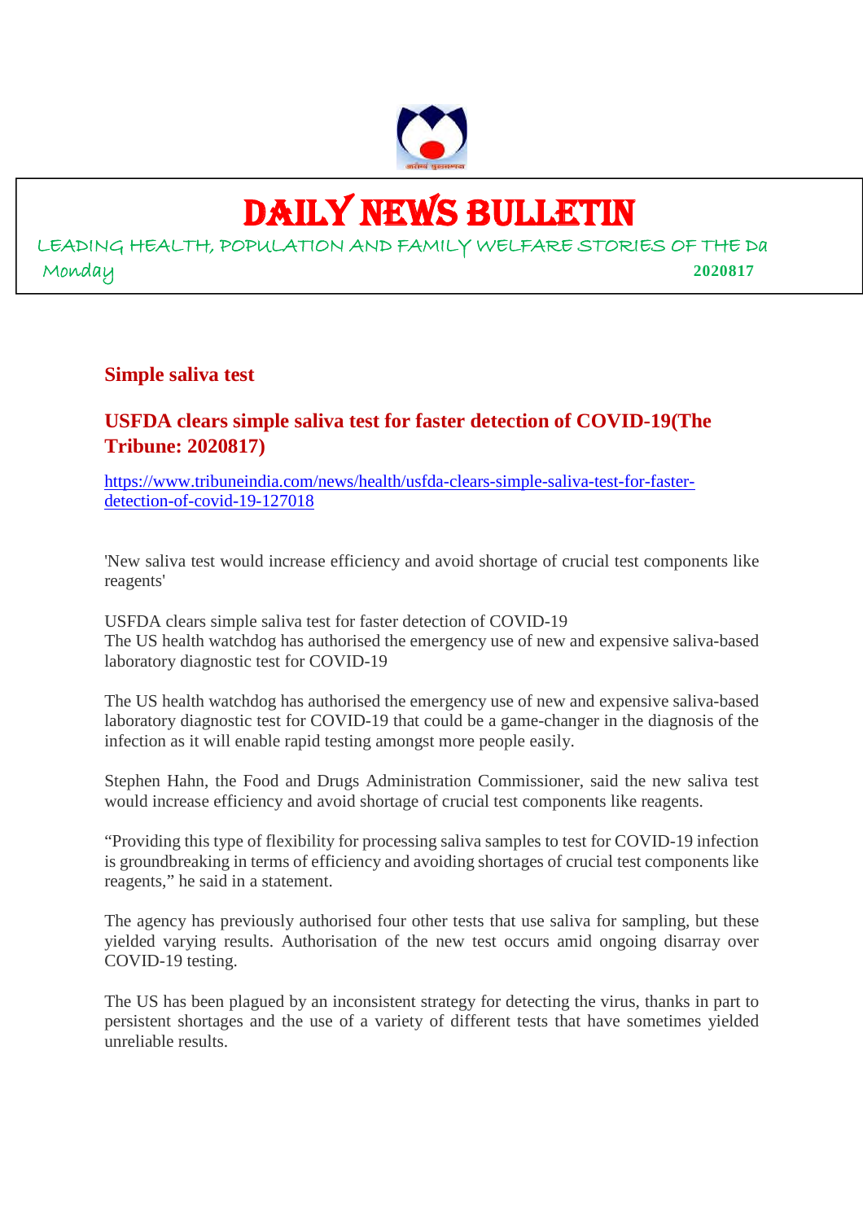# DAILY NEWS BULLETIN

LEADING HEALTH, POPULATION AND FAMILY WELFARE STORIES OF THE Da

Monday **2020817**

## Simple saliva test

## USFDA clears simple saliva test for faster detection of COVID-19(The Tribune: 2020817)

https://www.tribuneindia.com/news/health/usfda-clears-simple-saliva-test-for-faster-detection-of-covid-19-127018

'New saliva test would increase efficiency and avoid shortage of crucial test components like reagents'

USFDA clears simple saliva test for faster detection of COVID-19
The US health watchdog has authorised the emergency use of new and expensive saliva-based laboratory diagnostic test for COVID-19

The US health watchdog has authorised the emergency use of new and expensive saliva-based laboratory diagnostic test for COVID-19 that could be a game-changer in the diagnosis of the infection as it will enable rapid testing amongst more people easily.

Stephen Hahn, the Food and Drugs Administration Commissioner, said the new saliva test would increase efficiency and avoid shortage of crucial test components like reagents.

"Providing this type of flexibility for processing saliva samples to test for COVID-19 infection is groundbreaking in terms of efficiency and avoiding shortages of crucial test components like reagents," he said in a statement.

The agency has previously authorised four other tests that use saliva for sampling, but these yielded varying results. Authorisation of the new test occurs amid ongoing disarray over COVID-19 testing.

The US has been plagued by an inconsistent strategy for detecting the virus, thanks in part to persistent shortages and the use of a variety of different tests that have sometimes yielded unreliable results.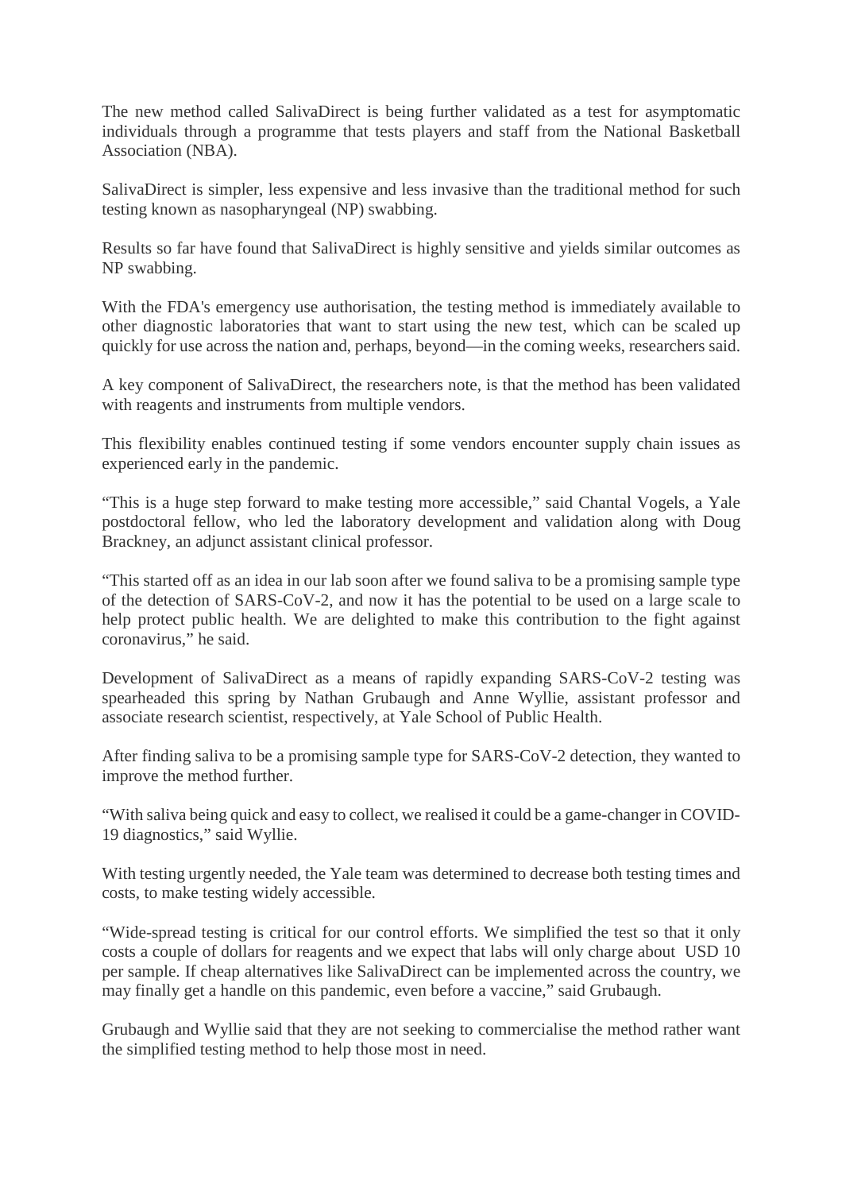The new method called SalivaDirect is being further validated as a test for asymptomatic individuals through a programme that tests players and staff from the National Basketball Association (NBA).

SalivaDirect is simpler, less expensive and less invasive than the traditional method for such testing known as nasopharyngeal (NP) swabbing.

Results so far have found that SalivaDirect is highly sensitive and yields similar outcomes as NP swabbing.

With the FDA's emergency use authorisation, the testing method is immediately available to other diagnostic laboratories that want to start using the new test, which can be scaled up quickly for use across the nation and, perhaps, beyond—in the coming weeks, researchers said.

A key component of SalivaDirect, the researchers note, is that the method has been validated with reagents and instruments from multiple vendors.

This flexibility enables continued testing if some vendors encounter supply chain issues as experienced early in the pandemic.

“This is a huge step forward to make testing more accessible,” said Chantal Vogels, a Yale postdoctoral fellow, who led the laboratory development and validation along with Doug Brackney, an adjunct assistant clinical professor.

“This started off as an idea in our lab soon after we found saliva to be a promising sample type of the detection of SARS-CoV-2, and now it has the potential to be used on a large scale to help protect public health. We are delighted to make this contribution to the fight against coronavirus,” he said.

Development of SalivaDirect as a means of rapidly expanding SARS-CoV-2 testing was spearheaded this spring by Nathan Grubaugh and Anne Wyllie, assistant professor and associate research scientist, respectively, at Yale School of Public Health.

After finding saliva to be a promising sample type for SARS-CoV-2 detection, they wanted to improve the method further.

“With saliva being quick and easy to collect, we realised it could be a game-changer in COVID-19 diagnostics,” said Wyllie.

With testing urgently needed, the Yale team was determined to decrease both testing times and costs, to make testing widely accessible.

“Wide-spread testing is critical for our control efforts. We simplified the test so that it only costs a couple of dollars for reagents and we expect that labs will only charge about USD 10 per sample. If cheap alternatives like SalivaDirect can be implemented across the country, we may finally get a handle on this pandemic, even before a vaccine,” said Grubaugh.

Grubaugh and Wyllie said that they are not seeking to commercialise the method rather want the simplified testing method to help those most in need.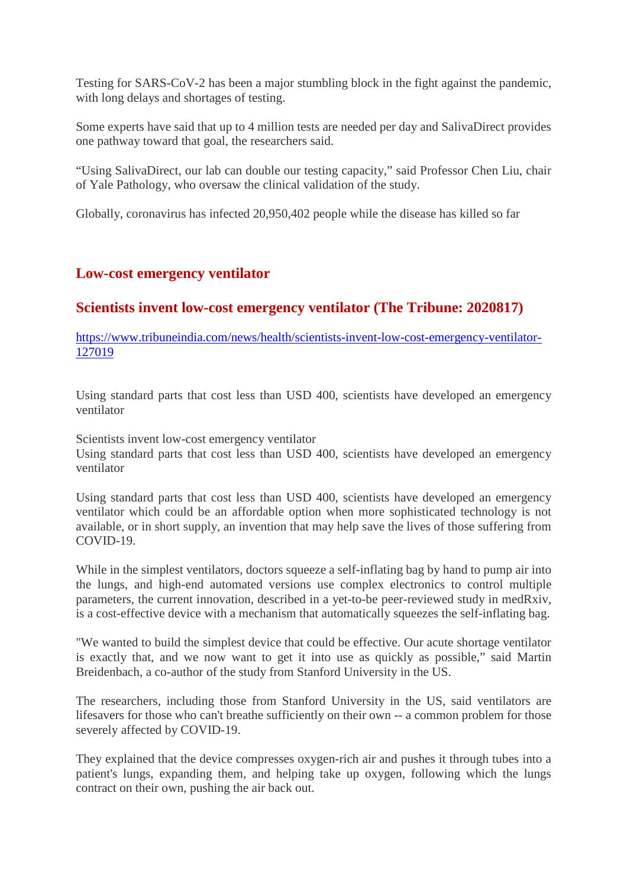Testing for SARS-CoV-2 has been a major stumbling block in the fight against the pandemic, with long delays and shortages of testing.

Some experts have said that up to 4 million tests are needed per day and SalivaDirect provides one pathway toward that goal, the researchers said.

“Using SalivaDirect, our lab can double our testing capacity,” said Professor Chen Liu, chair of Yale Pathology, who oversaw the clinical validation of the study.

Globally, coronavirus has infected 20,950,402 people while the disease has killed so far

## Low-cost emergency ventilator

## Scientists invent low-cost emergency ventilator (The Tribune: 2020817)

https://www.tribuneindia.com/news/health/scientists-invent-low-cost-emergency-ventilator-127019

Using standard parts that cost less than USD 400, scientists have developed an emergency ventilator

Scientists invent low-cost emergency ventilator
Using standard parts that cost less than USD 400, scientists have developed an emergency ventilator

Using standard parts that cost less than USD 400, scientists have developed an emergency ventilator which could be an affordable option when more sophisticated technology is not available, or in short supply, an invention that may help save the lives of those suffering from COVID-19.

While in the simplest ventilators, doctors squeeze a self-inflating bag by hand to pump air into the lungs, and high-end automated versions use complex electronics to control multiple parameters, the current innovation, described in a yet-to-be peer-reviewed study in medRxiv, is a cost-effective device with a mechanism that automatically squeezes the self-inflating bag.

"We wanted to build the simplest device that could be effective. Our acute shortage ventilator is exactly that, and we now want to get it into use as quickly as possible,” said Martin Breidenbach, a co-author of the study from Stanford University in the US.

The researchers, including those from Stanford University in the US, said ventilators are lifesavers for those who can't breathe sufficiently on their own -- a common problem for those severely affected by COVID-19.

They explained that the device compresses oxygen-rich air and pushes it through tubes into a patient's lungs, expanding them, and helping take up oxygen, following which the lungs contract on their own, pushing the air back out.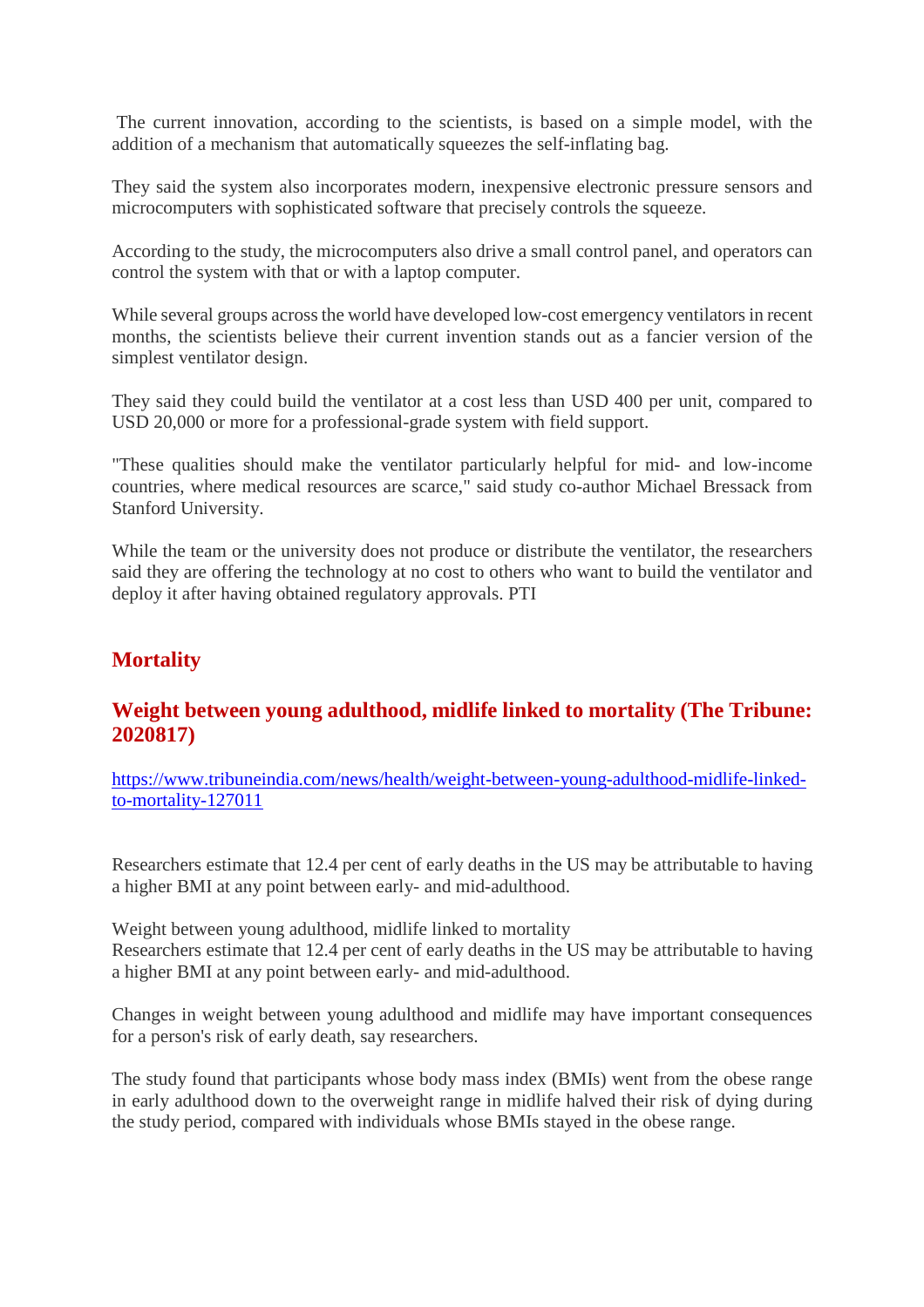The current innovation, according to the scientists, is based on a simple model, with the addition of a mechanism that automatically squeezes the self-inflating bag.

They said the system also incorporates modern, inexpensive electronic pressure sensors and microcomputers with sophisticated software that precisely controls the squeeze.

According to the study, the microcomputers also drive a small control panel, and operators can control the system with that or with a laptop computer.

While several groups across the world have developed low-cost emergency ventilators in recent months, the scientists believe their current invention stands out as a fancier version of the simplest ventilator design.

They said they could build the ventilator at a cost less than USD 400 per unit, compared to USD 20,000 or more for a professional-grade system with field support.

"These qualities should make the ventilator particularly helpful for mid- and low-income countries, where medical resources are scarce," said study co-author Michael Bressack from Stanford University.

While the team or the university does not produce or distribute the ventilator, the researchers said they are offering the technology at no cost to others who want to build the ventilator and deploy it after having obtained regulatory approvals. PTI

## Mortality

### Weight between young adulthood, midlife linked to mortality (The Tribune: 2020817)

https://www.tribuneindia.com/news/health/weight-between-young-adulthood-midlife-linked-to-mortality-127011

Researchers estimate that 12.4 per cent of early deaths in the US may be attributable to having a higher BMI at any point between early- and mid-adulthood.

Weight between young adulthood, midlife linked to mortality
Researchers estimate that 12.4 per cent of early deaths in the US may be attributable to having a higher BMI at any point between early- and mid-adulthood.

Changes in weight between young adulthood and midlife may have important consequences for a person's risk of early death, say researchers.

The study found that participants whose body mass index (BMIs) went from the obese range in early adulthood down to the overweight range in midlife halved their risk of dying during the study period, compared with individuals whose BMIs stayed in the obese range.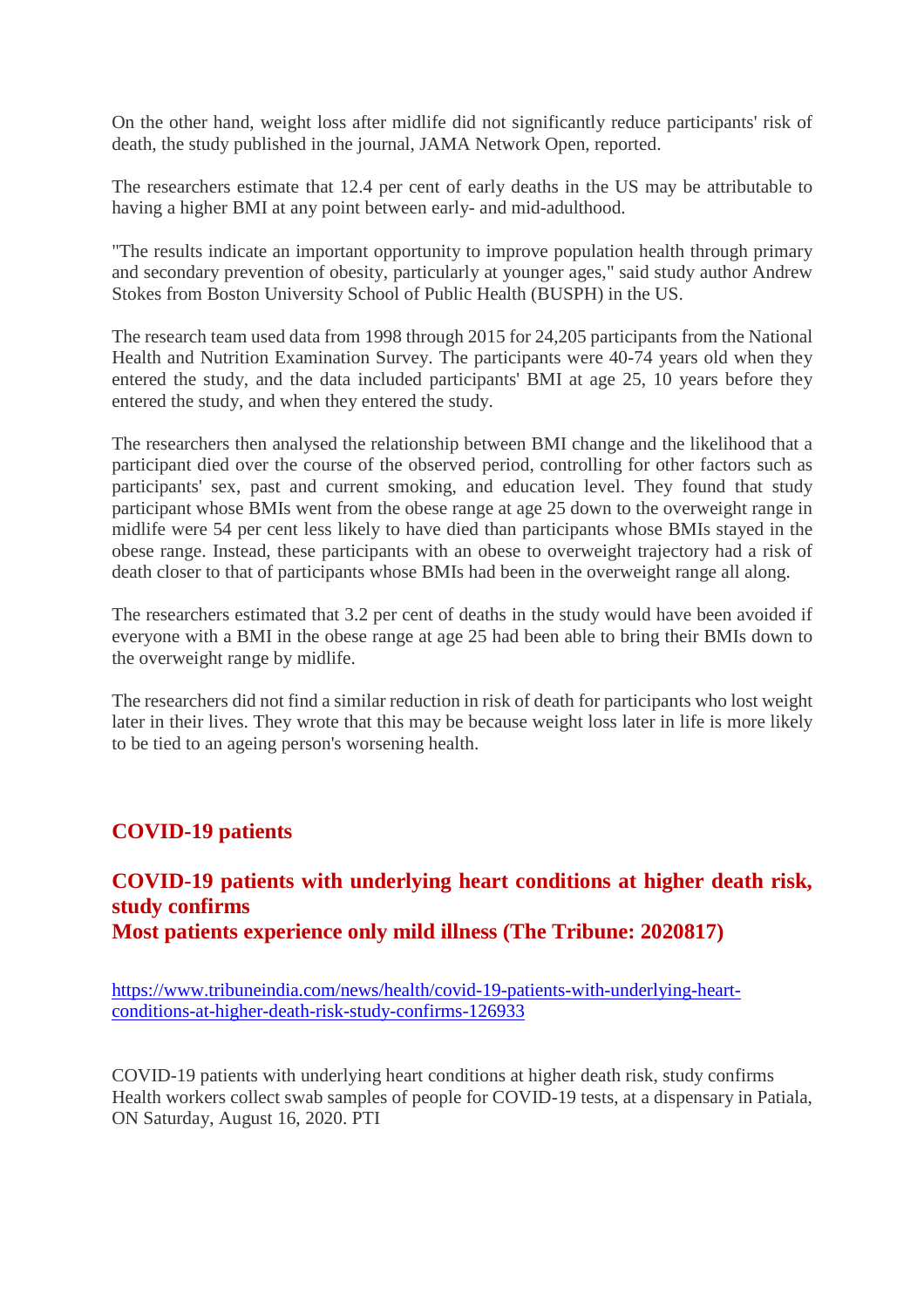On the other hand, weight loss after midlife did not significantly reduce participants' risk of death, the study published in the journal, JAMA Network Open, reported.

The researchers estimate that 12.4 per cent of early deaths in the US may be attributable to having a higher BMI at any point between early- and mid-adulthood.

"The results indicate an important opportunity to improve population health through primary and secondary prevention of obesity, particularly at younger ages," said study author Andrew Stokes from Boston University School of Public Health (BUSPH) in the US.

The research team used data from 1998 through 2015 for 24,205 participants from the National Health and Nutrition Examination Survey. The participants were 40-74 years old when they entered the study, and the data included participants' BMI at age 25, 10 years before they entered the study, and when they entered the study.

The researchers then analysed the relationship between BMI change and the likelihood that a participant died over the course of the observed period, controlling for other factors such as participants' sex, past and current smoking, and education level. They found that study participant whose BMIs went from the obese range at age 25 down to the overweight range in midlife were 54 per cent less likely to have died than participants whose BMIs stayed in the obese range. Instead, these participants with an obese to overweight trajectory had a risk of death closer to that of participants whose BMIs had been in the overweight range all along.

The researchers estimated that 3.2 per cent of deaths in the study would have been avoided if everyone with a BMI in the obese range at age 25 had been able to bring their BMIs down to the overweight range by midlife.

The researchers did not find a similar reduction in risk of death for participants who lost weight later in their lives. They wrote that this may be because weight loss later in life is more likely to be tied to an ageing person's worsening health.

## COVID-19 patients

## COVID-19 patients with underlying heart conditions at higher death risk, study confirms
## Most patients experience only mild illness (The Tribune: 2020817)

https://www.tribuneindia.com/news/health/covid-19-patients-with-underlying-heart-conditions-at-higher-death-risk-study-confirms-126933

COVID-19 patients with underlying heart conditions at higher death risk, study confirms
Health workers collect swab samples of people for COVID-19 tests, at a dispensary in Patiala, ON Saturday, August 16, 2020. PTI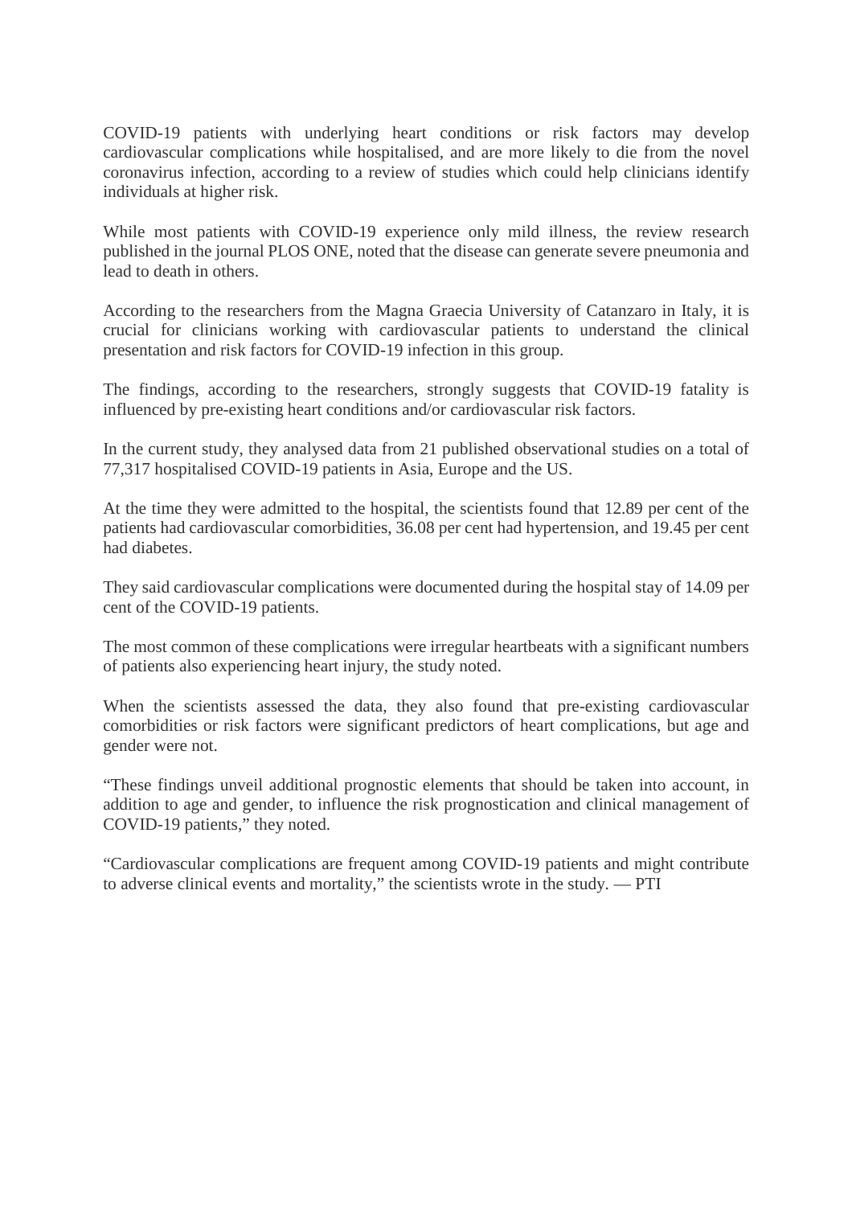COVID-19 patients with underlying heart conditions or risk factors may develop cardiovascular complications while hospitalised, and are more likely to die from the novel coronavirus infection, according to a review of studies which could help clinicians identify individuals at higher risk.

While most patients with COVID-19 experience only mild illness, the review research published in the journal PLOS ONE, noted that the disease can generate severe pneumonia and lead to death in others.

According to the researchers from the Magna Graecia University of Catanzaro in Italy, it is crucial for clinicians working with cardiovascular patients to understand the clinical presentation and risk factors for COVID-19 infection in this group.

The findings, according to the researchers, strongly suggests that COVID-19 fatality is influenced by pre-existing heart conditions and/or cardiovascular risk factors.

In the current study, they analysed data from 21 published observational studies on a total of 77,317 hospitalised COVID-19 patients in Asia, Europe and the US.

At the time they were admitted to the hospital, the scientists found that 12.89 per cent of the patients had cardiovascular comorbidities, 36.08 per cent had hypertension, and 19.45 per cent had diabetes.

They said cardiovascular complications were documented during the hospital stay of 14.09 per cent of the COVID-19 patients.

The most common of these complications were irregular heartbeats with a significant numbers of patients also experiencing heart injury, the study noted.

When the scientists assessed the data, they also found that pre-existing cardiovascular comorbidities or risk factors were significant predictors of heart complications, but age and gender were not.

"These findings unveil additional prognostic elements that should be taken into account, in addition to age and gender, to influence the risk prognostication and clinical management of COVID-19 patients," they noted.

"Cardiovascular complications are frequent among COVID-19 patients and might contribute to adverse clinical events and mortality," the scientists wrote in the study. — PTI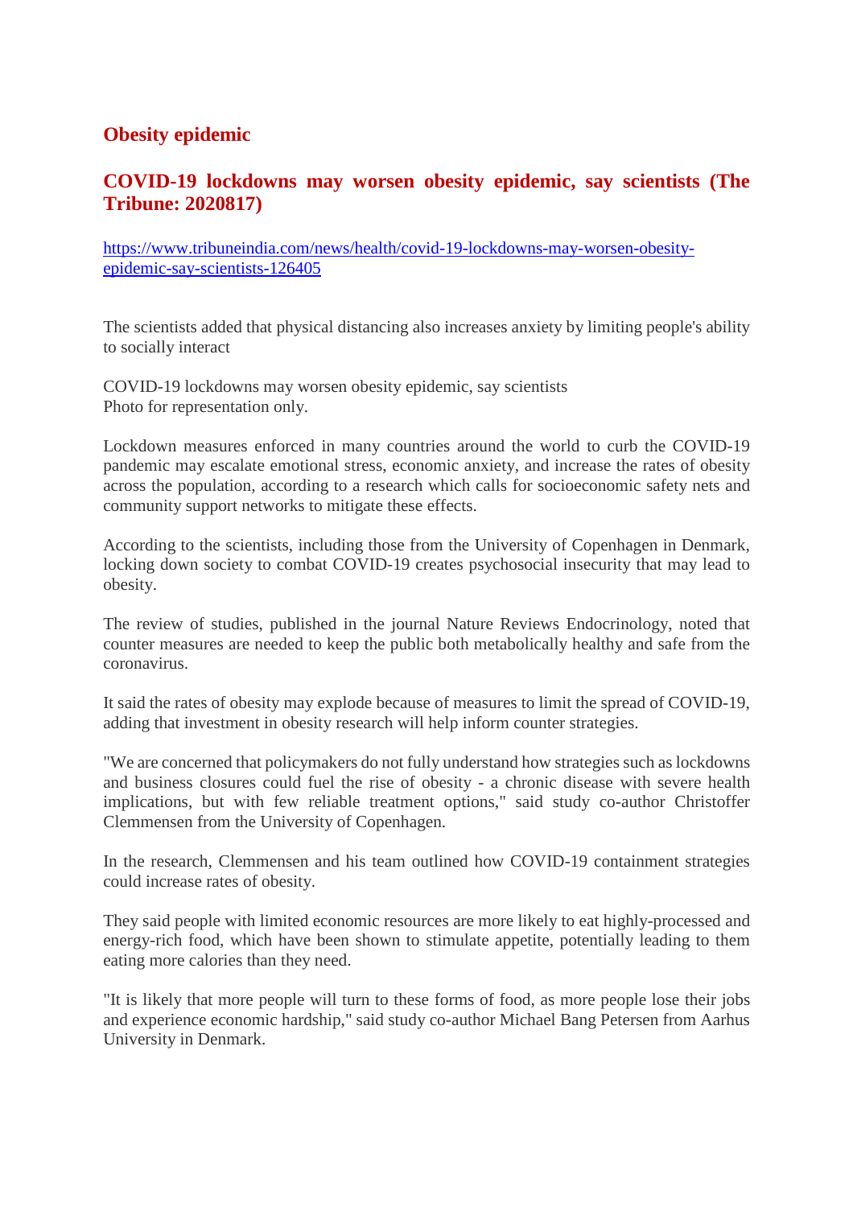## Obesity epidemic

### COVID-19 lockdowns may worsen obesity epidemic, say scientists (The Tribune: 2020817)

https://www.tribuneindia.com/news/health/covid-19-lockdowns-may-worsen-obesity-epidemic-say-scientists-126405

The scientists added that physical distancing also increases anxiety by limiting people's ability to socially interact

COVID-19 lockdowns may worsen obesity epidemic, say scientists
Photo for representation only.

Lockdown measures enforced in many countries around the world to curb the COVID-19 pandemic may escalate emotional stress, economic anxiety, and increase the rates of obesity across the population, according to a research which calls for socioeconomic safety nets and community support networks to mitigate these effects.

According to the scientists, including those from the University of Copenhagen in Denmark, locking down society to combat COVID-19 creates psychosocial insecurity that may lead to obesity.

The review of studies, published in the journal Nature Reviews Endocrinology, noted that counter measures are needed to keep the public both metabolically healthy and safe from the coronavirus.

It said the rates of obesity may explode because of measures to limit the spread of COVID-19, adding that investment in obesity research will help inform counter strategies.

"We are concerned that policymakers do not fully understand how strategies such as lockdowns and business closures could fuel the rise of obesity - a chronic disease with severe health implications, but with few reliable treatment options," said study co-author Christoffer Clemmensen from the University of Copenhagen.

In the research, Clemmensen and his team outlined how COVID-19 containment strategies could increase rates of obesity.

They said people with limited economic resources are more likely to eat highly-processed and energy-rich food, which have been shown to stimulate appetite, potentially leading to them eating more calories than they need.

"It is likely that more people will turn to these forms of food, as more people lose their jobs and experience economic hardship," said study co-author Michael Bang Petersen from Aarhus University in Denmark.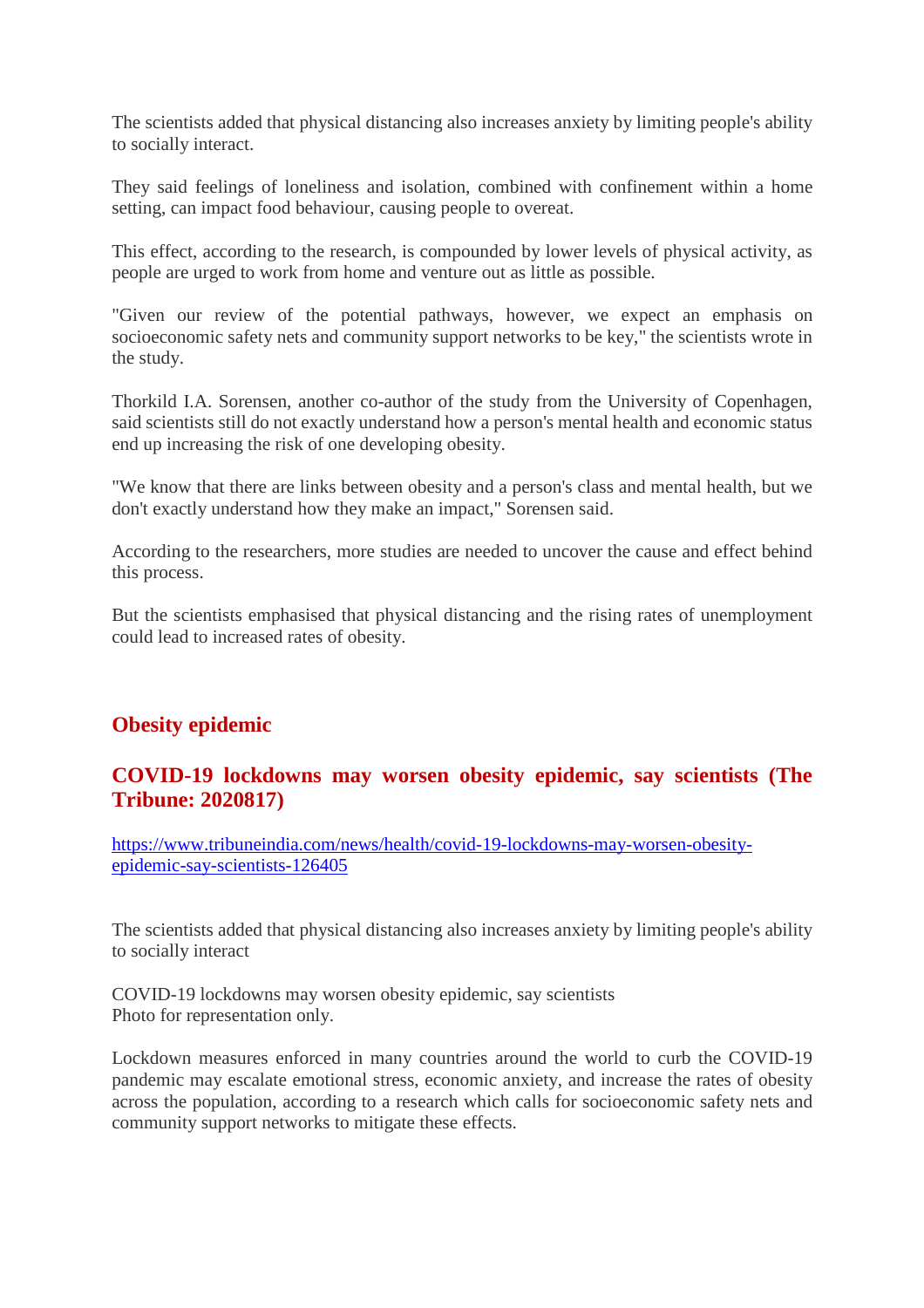The scientists added that physical distancing also increases anxiety by limiting people's ability to socially interact.

They said feelings of loneliness and isolation, combined with confinement within a home setting, can impact food behaviour, causing people to overeat.

This effect, according to the research, is compounded by lower levels of physical activity, as people are urged to work from home and venture out as little as possible.

"Given our review of the potential pathways, however, we expect an emphasis on socioeconomic safety nets and community support networks to be key," the scientists wrote in the study.

Thorkild I.A. Sorensen, another co-author of the study from the University of Copenhagen, said scientists still do not exactly understand how a person's mental health and economic status end up increasing the risk of one developing obesity.

"We know that there are links between obesity and a person's class and mental health, but we don't exactly understand how they make an impact," Sorensen said.

According to the researchers, more studies are needed to uncover the cause and effect behind this process.

But the scientists emphasised that physical distancing and the rising rates of unemployment could lead to increased rates of obesity.

## Obesity epidemic

### COVID-19 lockdowns may worsen obesity epidemic, say scientists (The Tribune: 2020817)

https://www.tribuneindia.com/news/health/covid-19-lockdowns-may-worsen-obesity-epidemic-say-scientists-126405

The scientists added that physical distancing also increases anxiety by limiting people's ability to socially interact

COVID-19 lockdowns may worsen obesity epidemic, say scientists
Photo for representation only.

Lockdown measures enforced in many countries around the world to curb the COVID-19 pandemic may escalate emotional stress, economic anxiety, and increase the rates of obesity across the population, according to a research which calls for socioeconomic safety nets and community support networks to mitigate these effects.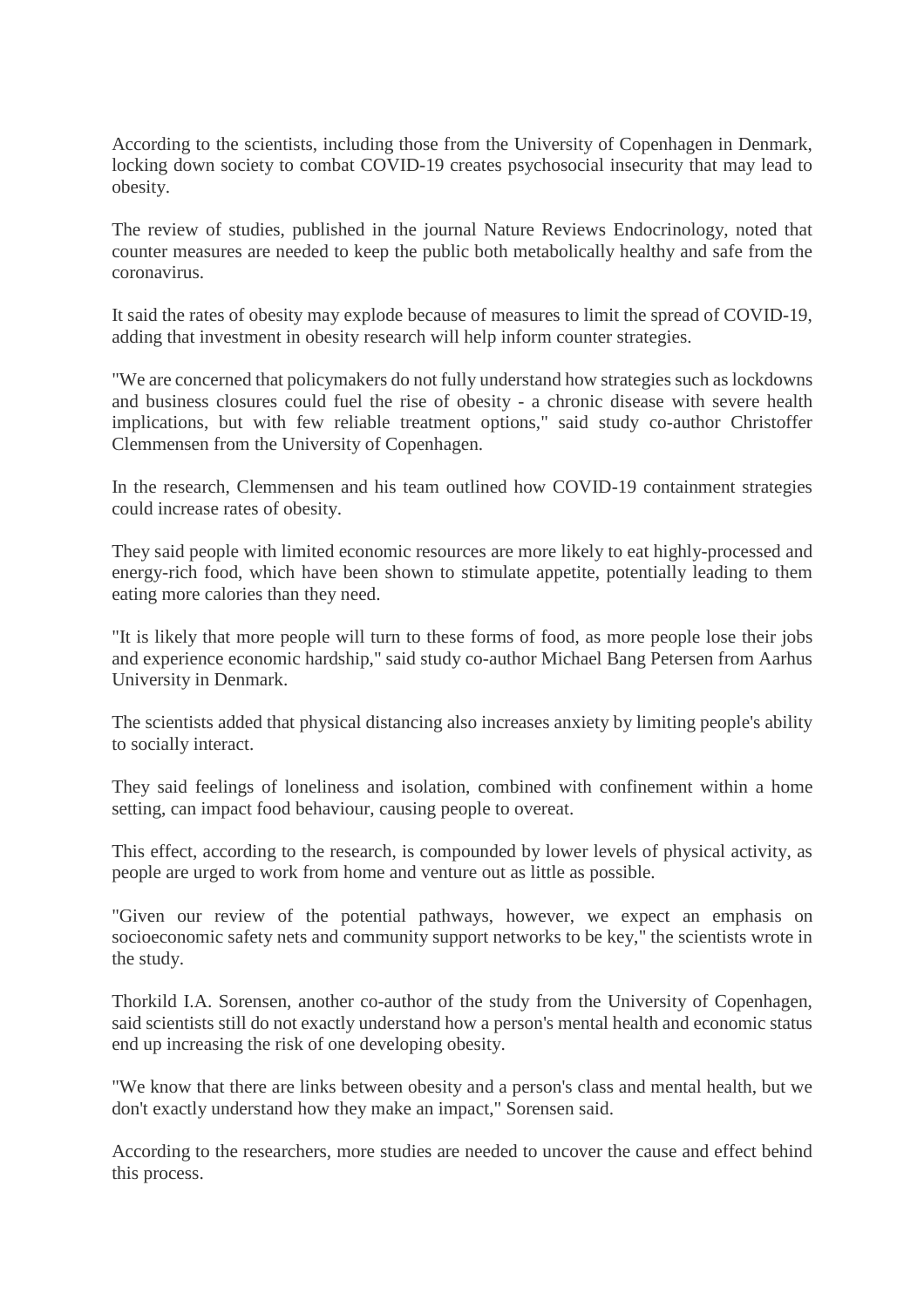According to the scientists, including those from the University of Copenhagen in Denmark, locking down society to combat COVID-19 creates psychosocial insecurity that may lead to obesity.

The review of studies, published in the journal Nature Reviews Endocrinology, noted that counter measures are needed to keep the public both metabolically healthy and safe from the coronavirus.

It said the rates of obesity may explode because of measures to limit the spread of COVID-19, adding that investment in obesity research will help inform counter strategies.

"We are concerned that policymakers do not fully understand how strategies such as lockdowns and business closures could fuel the rise of obesity - a chronic disease with severe health implications, but with few reliable treatment options," said study co-author Christoffer Clemmensen from the University of Copenhagen.

In the research, Clemmensen and his team outlined how COVID-19 containment strategies could increase rates of obesity.

They said people with limited economic resources are more likely to eat highly-processed and energy-rich food, which have been shown to stimulate appetite, potentially leading to them eating more calories than they need.

"It is likely that more people will turn to these forms of food, as more people lose their jobs and experience economic hardship," said study co-author Michael Bang Petersen from Aarhus University in Denmark.

The scientists added that physical distancing also increases anxiety by limiting people's ability to socially interact.

They said feelings of loneliness and isolation, combined with confinement within a home setting, can impact food behaviour, causing people to overeat.

This effect, according to the research, is compounded by lower levels of physical activity, as people are urged to work from home and venture out as little as possible.

"Given our review of the potential pathways, however, we expect an emphasis on socioeconomic safety nets and community support networks to be key," the scientists wrote in the study.

Thorkild I.A. Sorensen, another co-author of the study from the University of Copenhagen, said scientists still do not exactly understand how a person's mental health and economic status end up increasing the risk of one developing obesity.

"We know that there are links between obesity and a person's class and mental health, but we don't exactly understand how they make an impact," Sorensen said.

According to the researchers, more studies are needed to uncover the cause and effect behind this process.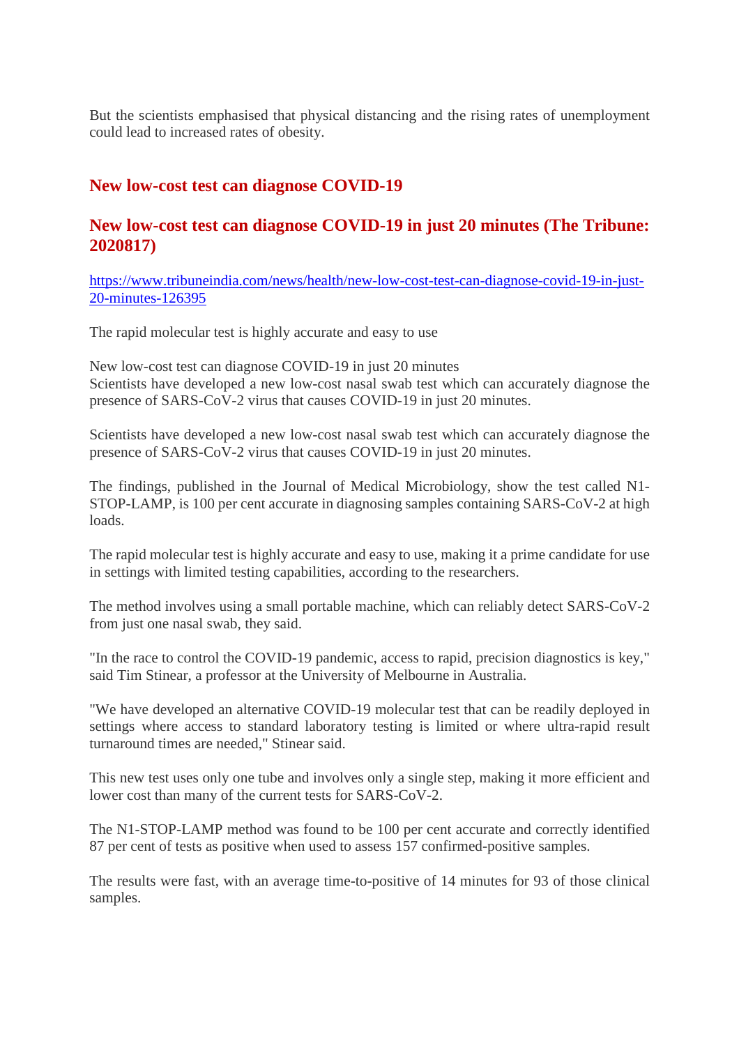But the scientists emphasised that physical distancing and the rising rates of unemployment could lead to increased rates of obesity.

## New low-cost test can diagnose COVID-19

## New low-cost test can diagnose COVID-19 in just 20 minutes (The Tribune: 2020817)

https://www.tribuneindia.com/news/health/new-low-cost-test-can-diagnose-covid-19-in-just-20-minutes-126395

The rapid molecular test is highly accurate and easy to use

New low-cost test can diagnose COVID-19 in just 20 minutes
Scientists have developed a new low-cost nasal swab test which can accurately diagnose the presence of SARS-CoV-2 virus that causes COVID-19 in just 20 minutes.

Scientists have developed a new low-cost nasal swab test which can accurately diagnose the presence of SARS-CoV-2 virus that causes COVID-19 in just 20 minutes.

The findings, published in the Journal of Medical Microbiology, show the test called N1-STOP-LAMP, is 100 per cent accurate in diagnosing samples containing SARS-CoV-2 at high loads.

The rapid molecular test is highly accurate and easy to use, making it a prime candidate for use in settings with limited testing capabilities, according to the researchers.

The method involves using a small portable machine, which can reliably detect SARS-CoV-2 from just one nasal swab, they said.

"In the race to control the COVID-19 pandemic, access to rapid, precision diagnostics is key," said Tim Stinear, a professor at the University of Melbourne in Australia.

"We have developed an alternative COVID-19 molecular test that can be readily deployed in settings where access to standard laboratory testing is limited or where ultra-rapid result turnaround times are needed," Stinear said.

This new test uses only one tube and involves only a single step, making it more efficient and lower cost than many of the current tests for SARS-CoV-2.

The N1-STOP-LAMP method was found to be 100 per cent accurate and correctly identified 87 per cent of tests as positive when used to assess 157 confirmed-positive samples.

The results were fast, with an average time-to-positive of 14 minutes for 93 of those clinical samples.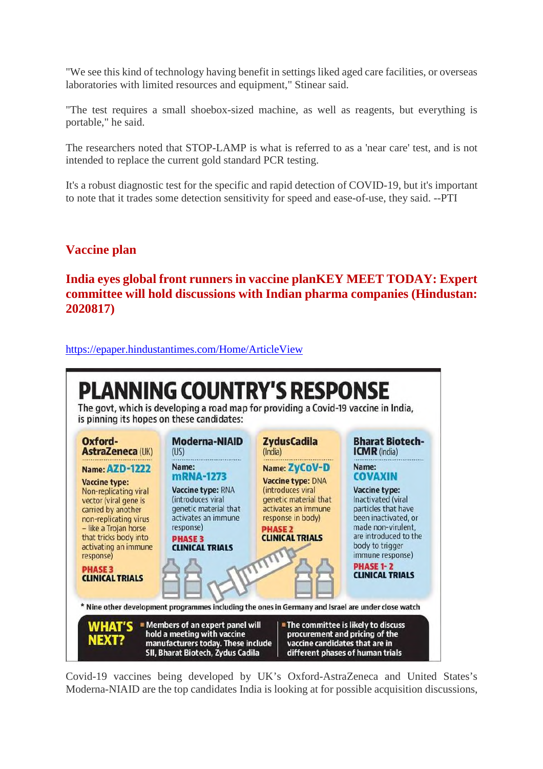"We see this kind of technology having benefit in settings liked aged care facilities, or overseas laboratories with limited resources and equipment," Stinear said.

"The test requires a small shoebox-sized machine, as well as reagents, but everything is portable," he said.

The researchers noted that STOP-LAMP is what is referred to as a 'near care' test, and is not intended to replace the current gold standard PCR testing.

It's a robust diagnostic test for the specific and rapid detection of COVID-19, but it's important to note that it trades some detection sensitivity for speed and ease-of-use, they said. --PTI

## Vaccine plan

### India eyes global front runners in vaccine planKEY MEET TODAY: Expert committee will hold discussions with Indian pharma companies (Hindustan: 2020817)

https://epaper.hindustantimes.com/Home/ArticleView

# PLANNING COUNTRY'S RESPONSE

The govt, which is developing a road map for providing a Covid-19 vaccine in India, is pinning its hopes on these candidates:

| Oxford-AstraZeneca (UK) | Moderna-NIAID (US) | ZydusCadila (India) | Bharat Biotech-ICMR (India) |
|---|---|---|---|
| Name: AZD-1222 | Name: mRNA-1273 | Name: ZyCoV-D | Name: COVAXIN |
| Vaccine type: Non-replicating viral vector (viral gene is carried by another non-replicating virus – like a Trojan horse that tricks body into activating an immune response) | Vaccine type: RNA (introduces viral genetic material that activates an immune response) | Vaccine type: DNA (introduces viral genetic material that activates an immune response in body) | Vaccine type: Inactivated (viral particles that have been inactivated, or made non-virulent, are introduced to the body to trigger immune response) |
| PHASE 3 CLINICAL TRIALS | PHASE 3 CLINICAL TRIALS | PHASE 2 CLINICAL TRIALS | PHASE 1- 2 CLINICAL TRIALS |

* Nine other development programmes including the ones in Germany and Israel are under close watch

**WHAT'S NEXT?**

- Members of an expert panel will hold a meeting with vaccine manufacturers today. These include SII, Bharat Biotech, Zydus Cadila
- The committee is likely to discuss procurement and pricing of the vaccine candidates that are in different phases of human trials

Covid-19 vaccines being developed by UK's Oxford-AstraZeneca and United States's Moderna-NIAID are the top candidates India is looking at for possible acquisition discussions,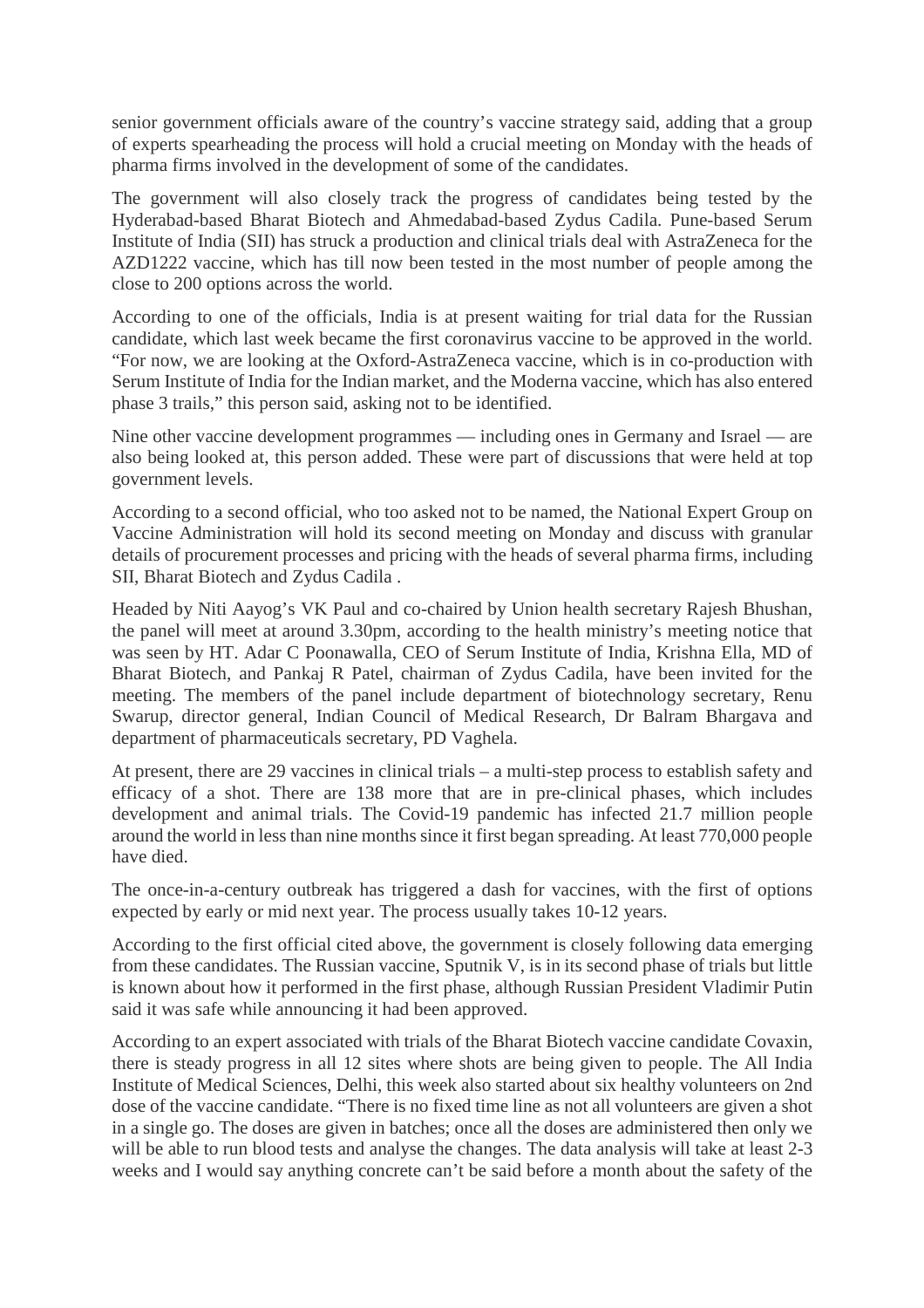senior government officials aware of the country's vaccine strategy said, adding that a group of experts spearheading the process will hold a crucial meeting on Monday with the heads of pharma firms involved in the development of some of the candidates.

The government will also closely track the progress of candidates being tested by the Hyderabad-based Bharat Biotech and Ahmedabad-based Zydus Cadila. Pune-based Serum Institute of India (SII) has struck a production and clinical trials deal with AstraZeneca for the AZD1222 vaccine, which has till now been tested in the most number of people among the close to 200 options across the world.

According to one of the officials, India is at present waiting for trial data for the Russian candidate, which last week became the first coronavirus vaccine to be approved in the world. "For now, we are looking at the Oxford-AstraZeneca vaccine, which is in co-production with Serum Institute of India for the Indian market, and the Moderna vaccine, which has also entered phase 3 trails," this person said, asking not to be identified.

Nine other vaccine development programmes — including ones in Germany and Israel — are also being looked at, this person added. These were part of discussions that were held at top government levels.

According to a second official, who too asked not to be named, the National Expert Group on Vaccine Administration will hold its second meeting on Monday and discuss with granular details of procurement processes and pricing with the heads of several pharma firms, including SII, Bharat Biotech and Zydus Cadila .

Headed by Niti Aayog's VK Paul and co-chaired by Union health secretary Rajesh Bhushan, the panel will meet at around 3.30pm, according to the health ministry's meeting notice that was seen by HT. Adar C Poonawalla, CEO of Serum Institute of India, Krishna Ella, MD of Bharat Biotech, and Pankaj R Patel, chairman of Zydus Cadila, have been invited for the meeting. The members of the panel include department of biotechnology secretary, Renu Swarup, director general, Indian Council of Medical Research, Dr Balram Bhargava and department of pharmaceuticals secretary, PD Vaghela.

At present, there are 29 vaccines in clinical trials – a multi-step process to establish safety and efficacy of a shot. There are 138 more that are in pre-clinical phases, which includes development and animal trials. The Covid-19 pandemic has infected 21.7 million people around the world in less than nine months since it first began spreading. At least 770,000 people have died.

The once-in-a-century outbreak has triggered a dash for vaccines, with the first of options expected by early or mid next year. The process usually takes 10-12 years.

According to the first official cited above, the government is closely following data emerging from these candidates. The Russian vaccine, Sputnik V, is in its second phase of trials but little is known about how it performed in the first phase, although Russian President Vladimir Putin said it was safe while announcing it had been approved.

According to an expert associated with trials of the Bharat Biotech vaccine candidate Covaxin, there is steady progress in all 12 sites where shots are being given to people. The All India Institute of Medical Sciences, Delhi, this week also started about six healthy volunteers on 2nd dose of the vaccine candidate. "There is no fixed time line as not all volunteers are given a shot in a single go. The doses are given in batches; once all the doses are administered then only we will be able to run blood tests and analyse the changes. The data analysis will take at least 2-3 weeks and I would say anything concrete can't be said before a month about the safety of the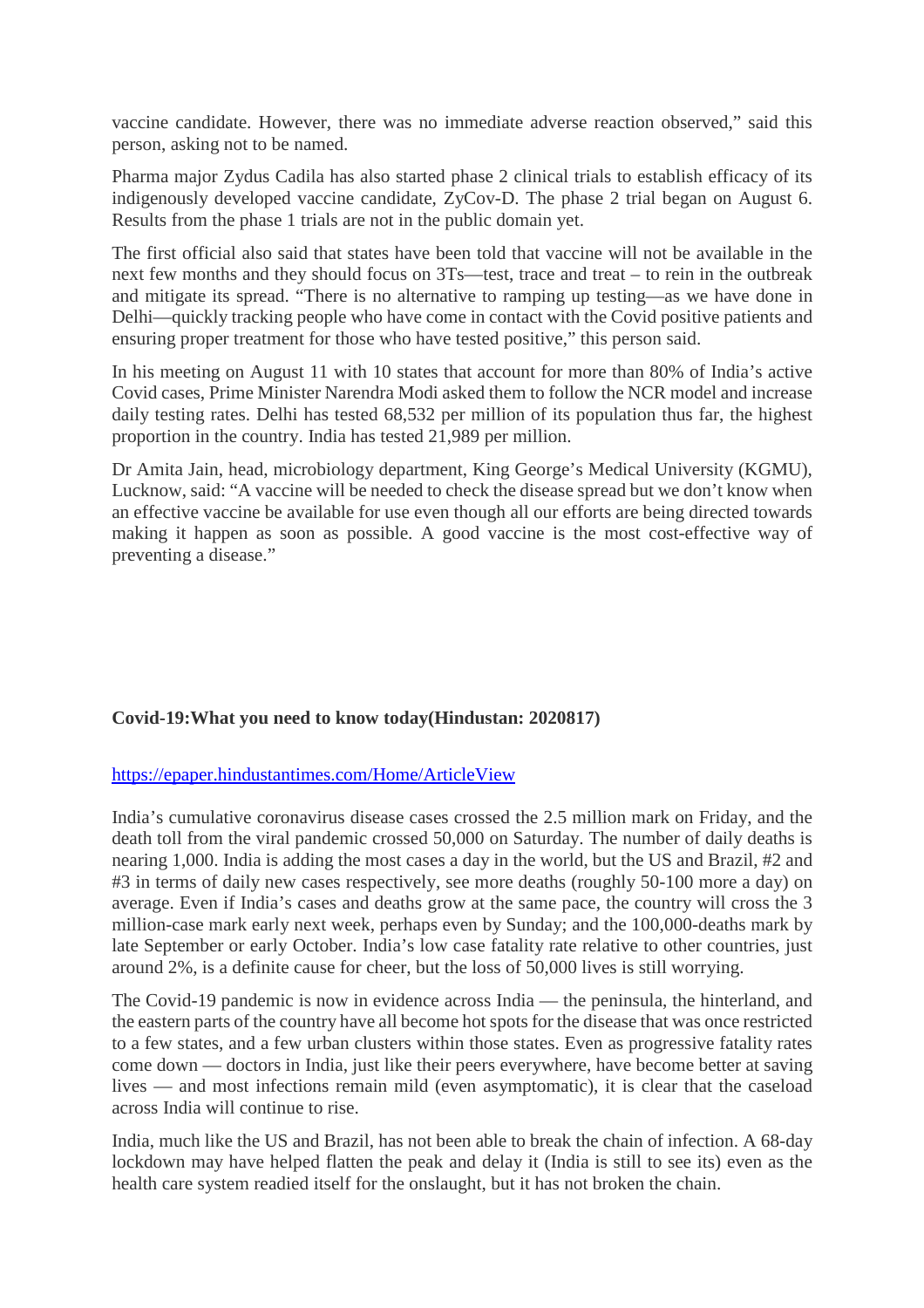vaccine candidate. However, there was no immediate adverse reaction observed," said this person, asking not to be named.

Pharma major Zydus Cadila has also started phase 2 clinical trials to establish efficacy of its indigenously developed vaccine candidate, ZyCov-D. The phase 2 trial began on August 6. Results from the phase 1 trials are not in the public domain yet.

The first official also said that states have been told that vaccine will not be available in the next few months and they should focus on 3Ts—test, trace and treat – to rein in the outbreak and mitigate its spread. "There is no alternative to ramping up testing—as we have done in Delhi—quickly tracking people who have come in contact with the Covid positive patients and ensuring proper treatment for those who have tested positive," this person said.

In his meeting on August 11 with 10 states that account for more than 80% of India's active Covid cases, Prime Minister Narendra Modi asked them to follow the NCR model and increase daily testing rates. Delhi has tested 68,532 per million of its population thus far, the highest proportion in the country. India has tested 21,989 per million.

Dr Amita Jain, head, microbiology department, King George's Medical University (KGMU), Lucknow, said: "A vaccine will be needed to check the disease spread but we don't know when an effective vaccine be available for use even though all our efforts are being directed towards making it happen as soon as possible. A good vaccine is the most cost-effective way of preventing a disease."

**Covid-19:What you need to know today(Hindustan: 2020817)**

https://epaper.hindustantimes.com/Home/ArticleView

India's cumulative coronavirus disease cases crossed the 2.5 million mark on Friday, and the death toll from the viral pandemic crossed 50,000 on Saturday. The number of daily deaths is nearing 1,000. India is adding the most cases a day in the world, but the US and Brazil, #2 and #3 in terms of daily new cases respectively, see more deaths (roughly 50-100 more a day) on average. Even if India's cases and deaths grow at the same pace, the country will cross the 3 million-case mark early next week, perhaps even by Sunday; and the 100,000-deaths mark by late September or early October. India's low case fatality rate relative to other countries, just around 2%, is a definite cause for cheer, but the loss of 50,000 lives is still worrying.

The Covid-19 pandemic is now in evidence across India — the peninsula, the hinterland, and the eastern parts of the country have all become hot spots for the disease that was once restricted to a few states, and a few urban clusters within those states. Even as progressive fatality rates come down — doctors in India, just like their peers everywhere, have become better at saving lives — and most infections remain mild (even asymptomatic), it is clear that the caseload across India will continue to rise.

India, much like the US and Brazil, has not been able to break the chain of infection. A 68-day lockdown may have helped flatten the peak and delay it (India is still to see its) even as the health care system readied itself for the onslaught, but it has not broken the chain.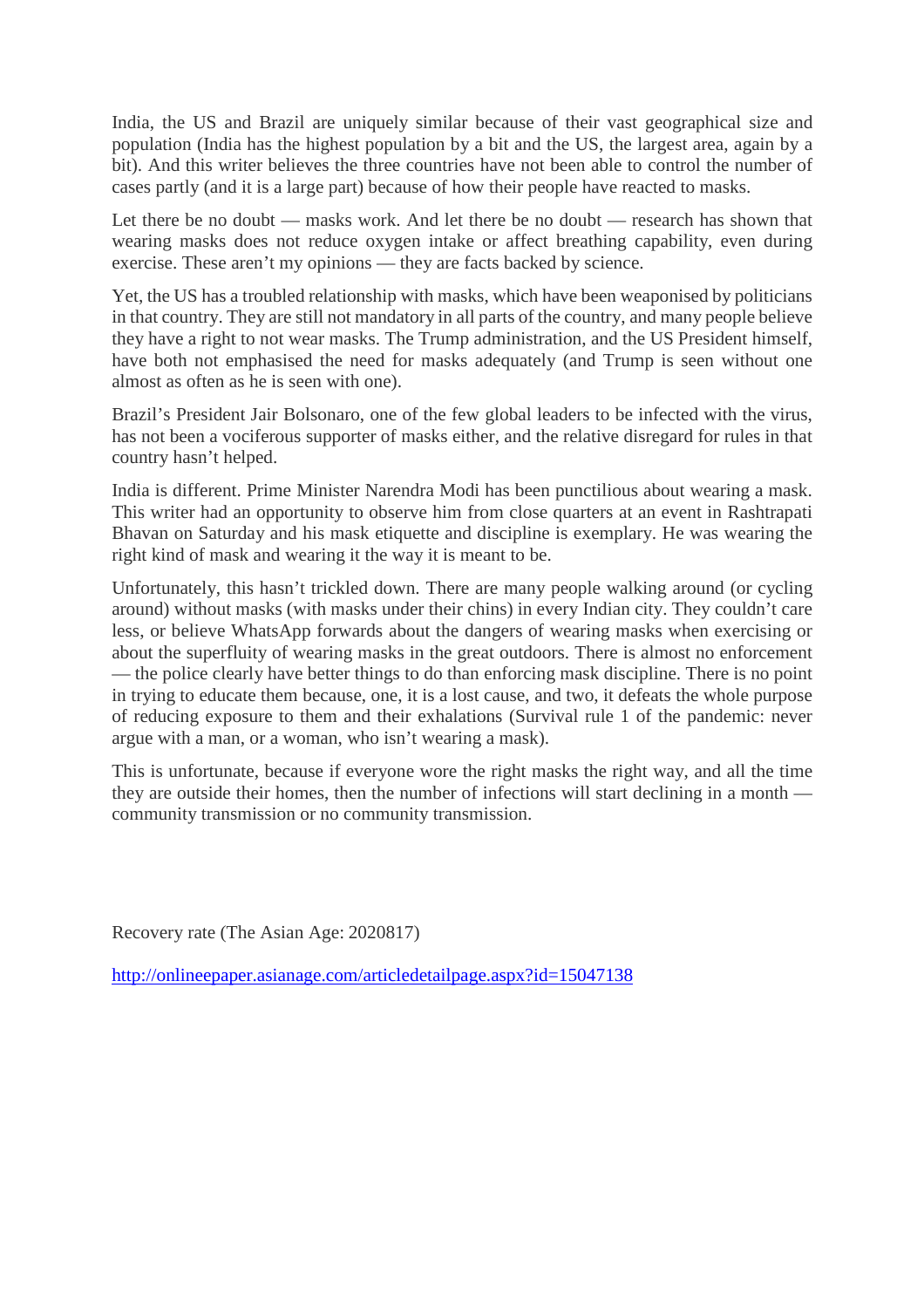India, the US and Brazil are uniquely similar because of their vast geographical size and population (India has the highest population by a bit and the US, the largest area, again by a bit). And this writer believes the three countries have not been able to control the number of cases partly (and it is a large part) because of how their people have reacted to masks.

Let there be no doubt — masks work. And let there be no doubt — research has shown that wearing masks does not reduce oxygen intake or affect breathing capability, even during exercise. These aren't my opinions — they are facts backed by science.

Yet, the US has a troubled relationship with masks, which have been weaponised by politicians in that country. They are still not mandatory in all parts of the country, and many people believe they have a right to not wear masks. The Trump administration, and the US President himself, have both not emphasised the need for masks adequately (and Trump is seen without one almost as often as he is seen with one).

Brazil's President Jair Bolsonaro, one of the few global leaders to be infected with the virus, has not been a vociferous supporter of masks either, and the relative disregard for rules in that country hasn't helped.

India is different. Prime Minister Narendra Modi has been punctilious about wearing a mask. This writer had an opportunity to observe him from close quarters at an event in Rashtrapati Bhavan on Saturday and his mask etiquette and discipline is exemplary. He was wearing the right kind of mask and wearing it the way it is meant to be.

Unfortunately, this hasn't trickled down. There are many people walking around (or cycling around) without masks (with masks under their chins) in every Indian city. They couldn't care less, or believe WhatsApp forwards about the dangers of wearing masks when exercising or about the superfluity of wearing masks in the great outdoors. There is almost no enforcement — the police clearly have better things to do than enforcing mask discipline. There is no point in trying to educate them because, one, it is a lost cause, and two, it defeats the whole purpose of reducing exposure to them and their exhalations (Survival rule 1 of the pandemic: never argue with a man, or a woman, who isn't wearing a mask).

This is unfortunate, because if everyone wore the right masks the right way, and all the time they are outside their homes, then the number of infections will start declining in a month — community transmission or no community transmission.

Recovery rate (The Asian Age: 2020817)

http://onlineepaper.asianage.com/articledetailpage.aspx?id=15047138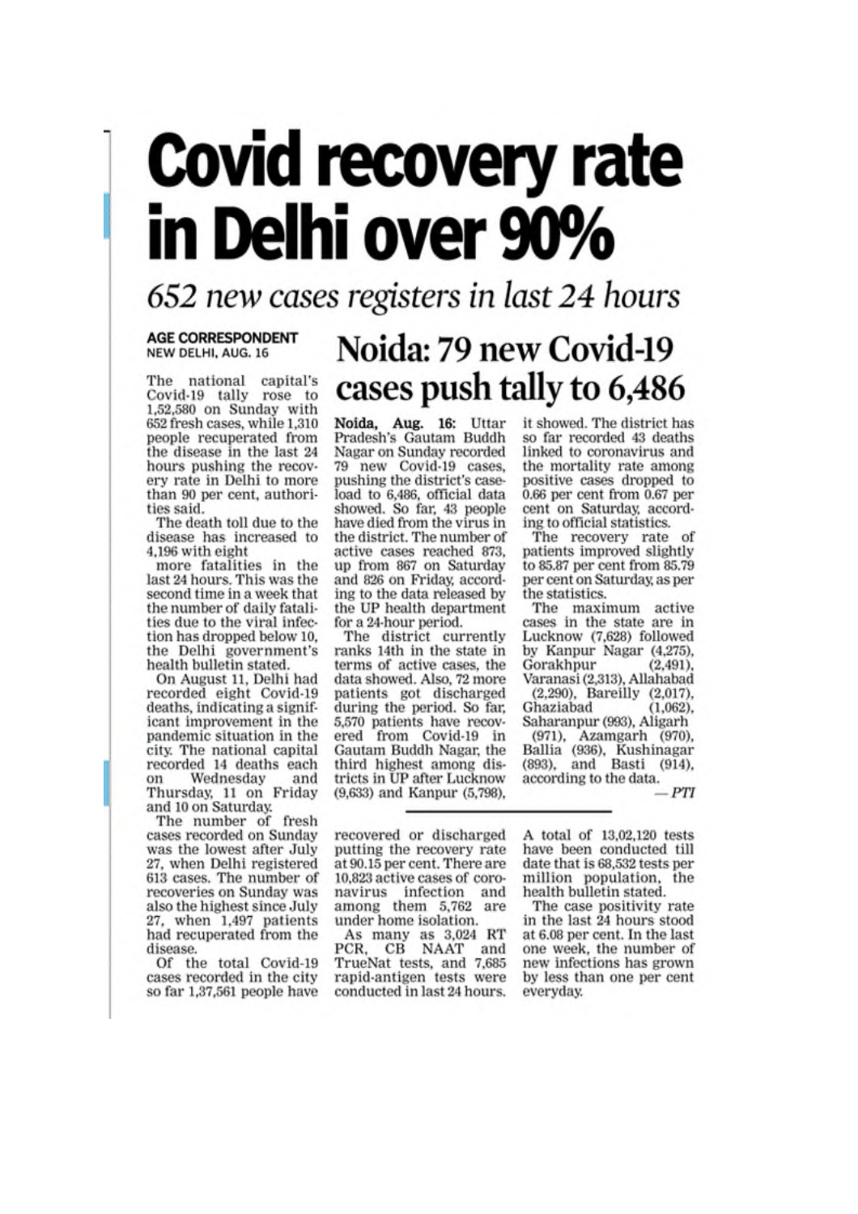# Covid recovery rate in Delhi over 90%

*652 new cases registers in last 24 hours*

**AGE CORRESPONDENT**
NEW DELHI, AUG. 16

The national capital's Covid-19 tally rose to 1,52,580 on Sunday with 652 fresh cases, while 1,310 people recuperated from the disease in the last 24 hours pushing the recovery rate in Delhi to more than 90 per cent, authorities said.

The death toll due to the disease has increased to 4,196 with eight more fatalities in the last 24 hours. This was the second time in a week that the number of daily fatalities due to the viral infection has dropped below 10, the Delhi government's health bulletin stated.

On August 11, Delhi had recorded eight Covid-19 deaths, indicating a significant improvement in the pandemic situation in the city. The national capital recorded 14 deaths each on Wednesday and Thursday, 11 on Friday and 10 on Saturday.

The number of fresh cases recorded on Sunday was the lowest after July 27, when Delhi registered 613 cases. The number of recoveries on Sunday was also the highest since July 27, when 1,497 patients had recuperated from the disease.

Of the total Covid-19 cases recorded in the city so far 1,37,561 people have recovered or discharged putting the recovery rate at 90.15 per cent. There are 10,823 active cases of coronavirus infection and among them 5,762 are under home isolation.

As many as 3,024 RT PCR, CB NAAT and TrueNat tests, and 7,685 rapid-antigen tests were conducted in last 24 hours.

A total of 13,02,120 tests have been conducted till date that is 68,532 tests per million population, the health bulletin stated.

The case positivity rate in the last 24 hours stood at 6.08 per cent. In the last one week, the number of new infections has grown by less than one per cent everyday.

## Noida: 79 new Covid-19 cases push tally to 6,486

**Noida, Aug. 16:** Uttar Pradesh's Gautam Buddh Nagar on Sunday recorded 79 new Covid-19 cases, pushing the district's caseload to 6,486, official data showed. So far, 43 people have died from the virus in the district. The number of active cases reached 873, up from 867 on Saturday and 826 on Friday, according to the data released by the UP health department for a 24-hour period.

The district currently ranks 14th in the state in terms of active cases, the data showed. Also, 72 more patients got discharged during the period. So far, 5,570 patients have recovered from Covid-19 in Gautam Buddh Nagar, the third highest among districts in UP after Lucknow (9,633) and Kanpur (5,798), it showed. The district has so far recorded 43 deaths linked to coronavirus and the mortality rate among positive cases dropped to 0.66 per cent from 0.67 per cent on Saturday, according to official statistics.

The recovery rate of patients improved slightly to 85.87 per cent from 85.79 per cent on Saturday, as per the statistics.

The maximum active cases in the state are in Lucknow (7,628) followed by Kanpur Nagar (4,275), Gorakhpur (2,491), Varanasi (2,313), Allahabad (2,290), Bareilly (2,017), Ghaziabad (1,062), Saharanpur (993), Aligarh (971), Azamgarh (970), Ballia (936), Kushinagar (893), and Basti (914), according to the data.

*— PTI*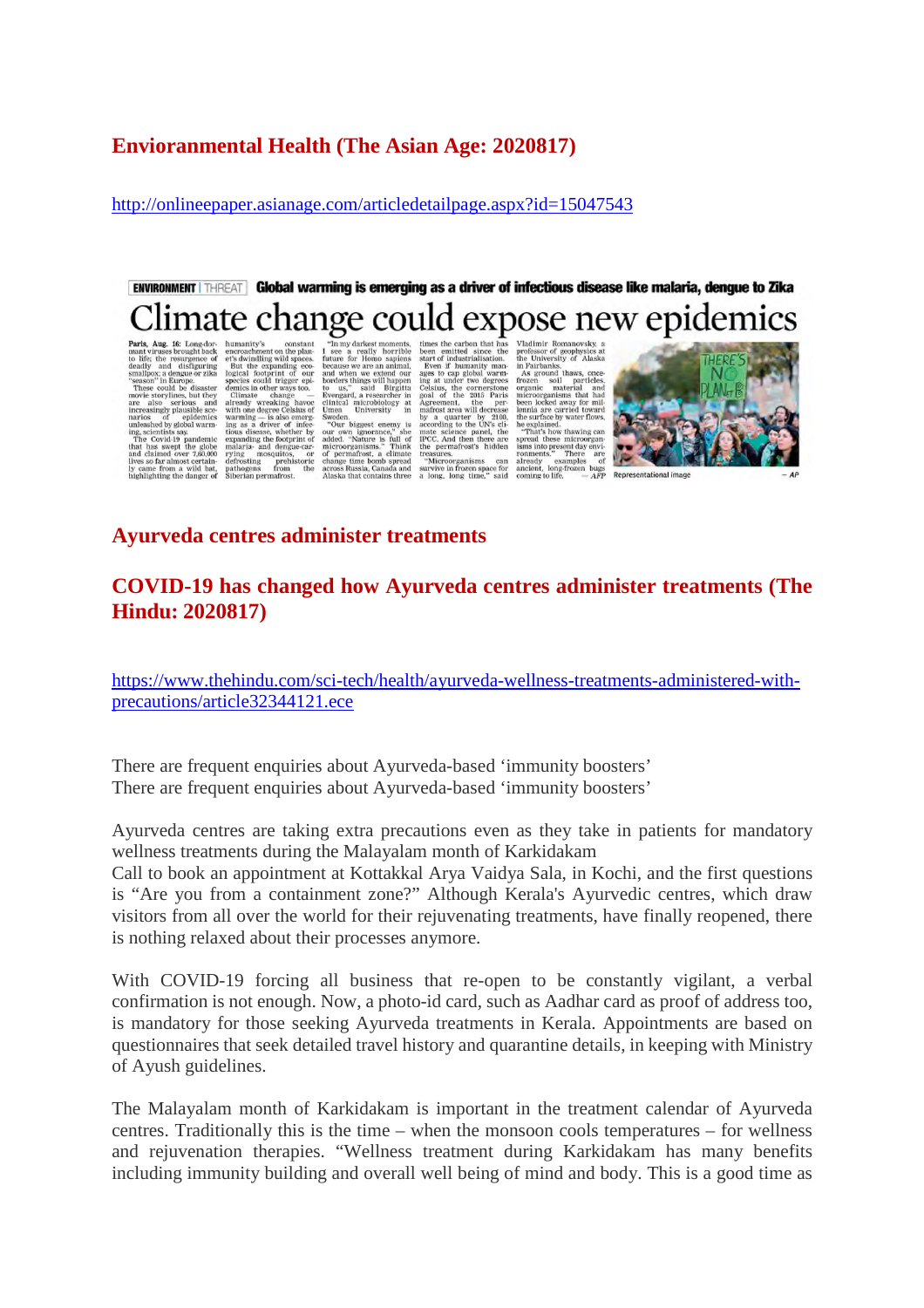# Envioranmental Health (The Asian Age: 2020817)

http://onlineepaper.asianage.com/articledetailpage.aspx?id=15047543

ENVIRONMENT | THREAT **Global warming is emerging as a driver of infectious disease like malaria, dengue to Zika**

## Climate change could expose new epidemics

Paris, Aug. 16: Long-dormant viruses brought back to life; the resurgence of deadly and disfiguring smallpox; a dengue or zika "season" in Europe.

These could be disaster movie storylines, but they are also serious and increasingly plausible scenarios of epidemics unleashed by global warming, scientists say.

The Covid-19 pandemic that has swept the globe and claimed over 7,60,000 lives so far almost certainly came from a wild bat, highlighting the danger of humanity's constant encroachment on the planet's dwindling wild spaces.

But the expanding ecological footprint of our species could trigger epidemics in other ways too.

Climate change — already wreaking havoc with one degree Celsius of warming — is also emerging as a driver of infectious disease, whether by expanding the footprint of malaria- and dengue-carrying mosquitos, or defrosting prehistoric pathogens from the Siberian permafrost.

"In my darkest moments, I see a really horrible future for Homo sapiens because we are an animal, and when we extend our borders things will happen to us," said Birgitta Evengard, a researcher in clinical microbiology at Umea University in Sweden.

"Our biggest enemy is our own ignorance," she added. "Nature is full of microorganisms." Think of permafrost, a climate change time bomb spread across Russia, Canada and Alaska that contains three times the carbon that has been emitted since the start of industrialisation.

Even if humanity manages to cap global warming at under two degrees Celsius, the cornerstone goal of the 2015 Paris Agreement, the permafrost area will decrease by a quarter by 2100, according to the UN's climate science panel, the IPCC. And then there are the permafrost's hidden treasures.

"Microorganisms can survive in frozen space for a long, long time," said Vladimir Romanovsky, a professor of geophysics at the University of Alaska in Fairbanks.

As ground thaws, once-frozen soil particles, organic material and microorganisms that had been locked away for millennia are carried toward the surface by water flows, he explained.

"That's how thawing can spread these microorganisms into present day environments." There are already examples of ancient, long-frozen bugs coming to life. — AFP

Representational image — AP

# Ayurveda centres administer treatments

# COVID-19 has changed how Ayurveda centres administer treatments (The Hindu: 2020817)

https://www.thehindu.com/sci-tech/health/ayurveda-wellness-treatments-administered-with-precautions/article32344121.ece

There are frequent enquiries about Ayurveda-based 'immunity boosters'
There are frequent enquiries about Ayurveda-based 'immunity boosters'

Ayurveda centres are taking extra precautions even as they take in patients for mandatory wellness treatments during the Malayalam month of Karkidakam
Call to book an appointment at Kottakkal Arya Vaidya Sala, in Kochi, and the first questions is "Are you from a containment zone?" Although Kerala's Ayurvedic centres, which draw visitors from all over the world for their rejuvenating treatments, have finally reopened, there is nothing relaxed about their processes anymore.

With COVID-19 forcing all business that re-open to be constantly vigilant, a verbal confirmation is not enough. Now, a photo-id card, such as Aadhar card as proof of address too, is mandatory for those seeking Ayurveda treatments in Kerala. Appointments are based on questionnaires that seek detailed travel history and quarantine details, in keeping with Ministry of Ayush guidelines.

The Malayalam month of Karkidakam is important in the treatment calendar of Ayurveda centres. Traditionally this is the time – when the monsoon cools temperatures – for wellness and rejuvenation therapies. "Wellness treatment during Karkidakam has many benefits including immunity building and overall well being of mind and body. This is a good time as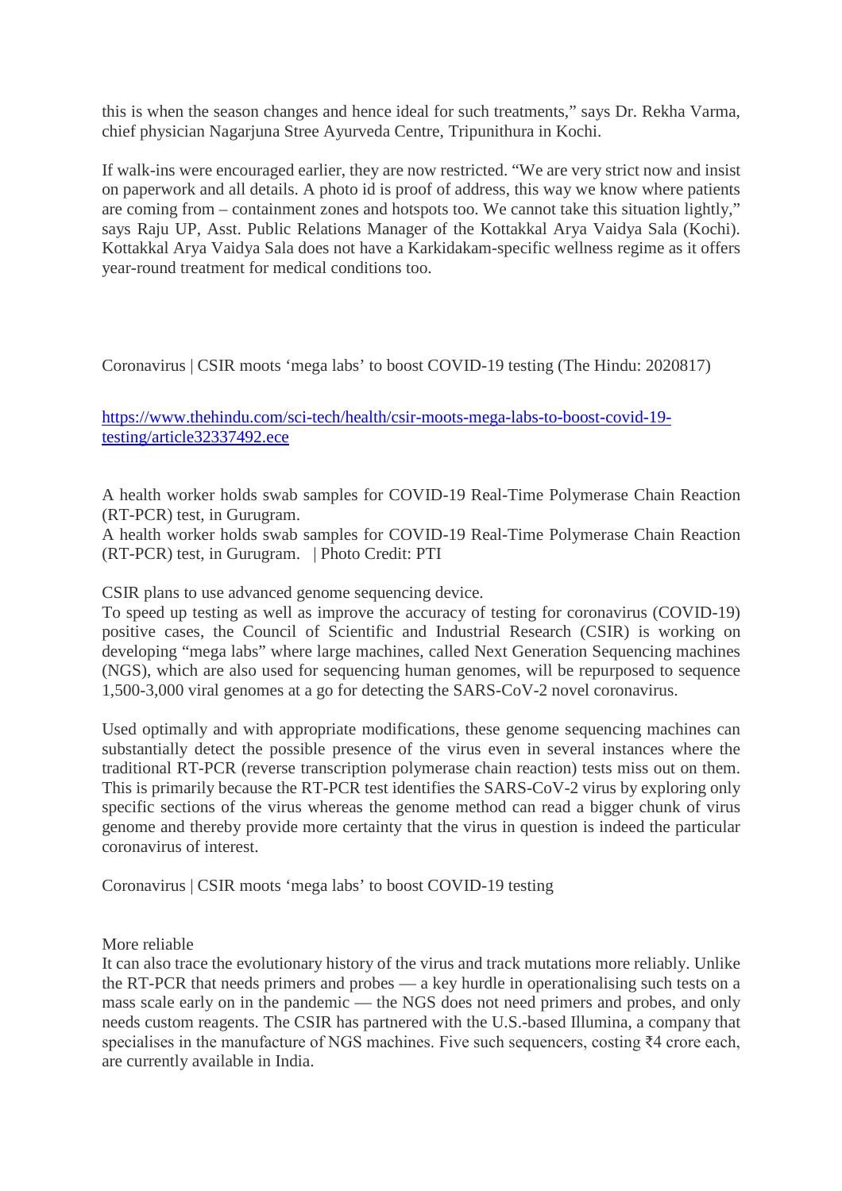this is when the season changes and hence ideal for such treatments," says Dr. Rekha Varma, chief physician Nagarjuna Stree Ayurveda Centre, Tripunithura in Kochi.

If walk-ins were encouraged earlier, they are now restricted. "We are very strict now and insist on paperwork and all details. A photo id is proof of address, this way we know where patients are coming from – containment zones and hotspots too. We cannot take this situation lightly," says Raju UP, Asst. Public Relations Manager of the Kottakkal Arya Vaidya Sala (Kochi). Kottakkal Arya Vaidya Sala does not have a Karkidakam-specific wellness regime as it offers year-round treatment for medical conditions too.

Coronavirus | CSIR moots 'mega labs' to boost COVID-19 testing (The Hindu: 2020817)

[https://www.thehindu.com/sci-tech/health/csir-moots-mega-labs-to-boost-covid-19-testing/article32337492.ece](https://www.thehindu.com/sci-tech/health/csir-moots-mega-labs-to-boost-covid-19-testing/article32337492.ece)

A health worker holds swab samples for COVID-19 Real-Time Polymerase Chain Reaction (RT-PCR) test, in Gurugram.
A health worker holds swab samples for COVID-19 Real-Time Polymerase Chain Reaction (RT-PCR) test, in Gurugram. | Photo Credit: PTI

CSIR plans to use advanced genome sequencing device.
To speed up testing as well as improve the accuracy of testing for coronavirus (COVID-19) positive cases, the Council of Scientific and Industrial Research (CSIR) is working on developing "mega labs" where large machines, called Next Generation Sequencing machines (NGS), which are also used for sequencing human genomes, will be repurposed to sequence 1,500-3,000 viral genomes at a go for detecting the SARS-CoV-2 novel coronavirus.

Used optimally and with appropriate modifications, these genome sequencing machines can substantially detect the possible presence of the virus even in several instances where the traditional RT-PCR (reverse transcription polymerase chain reaction) tests miss out on them. This is primarily because the RT-PCR test identifies the SARS-CoV-2 virus by exploring only specific sections of the virus whereas the genome method can read a bigger chunk of virus genome and thereby provide more certainty that the virus in question is indeed the particular coronavirus of interest.

Coronavirus | CSIR moots 'mega labs' to boost COVID-19 testing

More reliable
It can also trace the evolutionary history of the virus and track mutations more reliably. Unlike the RT-PCR that needs primers and probes — a key hurdle in operationalising such tests on a mass scale early on in the pandemic — the NGS does not need primers and probes, and only needs custom reagents. The CSIR has partnered with the U.S.-based Illumina, a company that specialises in the manufacture of NGS machines. Five such sequencers, costing ₹4 crore each, are currently available in India.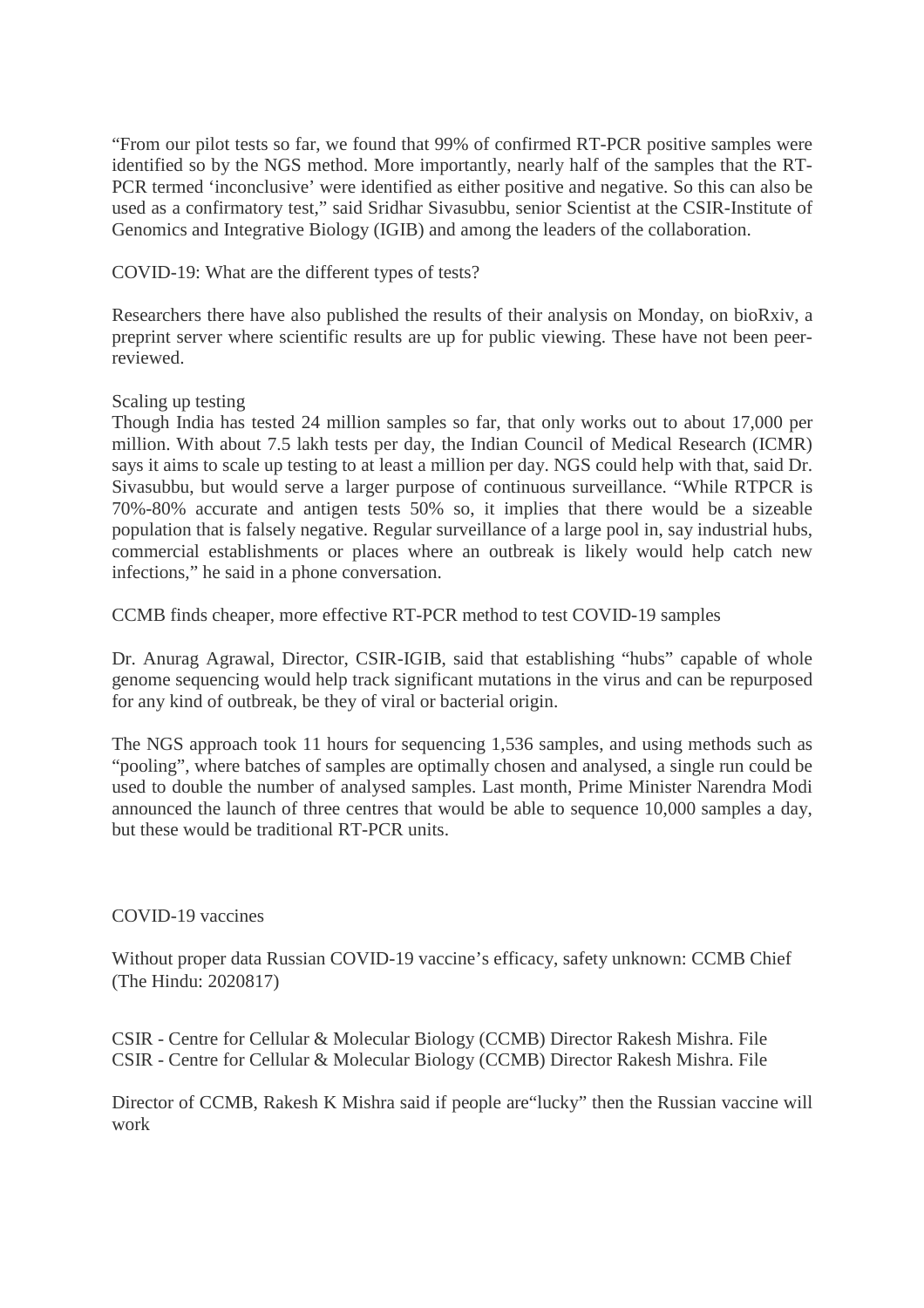"From our pilot tests so far, we found that 99% of confirmed RT-PCR positive samples were identified so by the NGS method. More importantly, nearly half of the samples that the RT-PCR termed 'inconclusive' were identified as either positive and negative. So this can also be used as a confirmatory test," said Sridhar Sivasubbu, senior Scientist at the CSIR-Institute of Genomics and Integrative Biology (IGIB) and among the leaders of the collaboration.

COVID-19: What are the different types of tests?

Researchers there have also published the results of their analysis on Monday, on bioRxiv, a preprint server where scientific results are up for public viewing. These have not been peer-reviewed.

Scaling up testing

Though India has tested 24 million samples so far, that only works out to about 17,000 per million. With about 7.5 lakh tests per day, the Indian Council of Medical Research (ICMR) says it aims to scale up testing to at least a million per day. NGS could help with that, said Dr. Sivasubbu, but would serve a larger purpose of continuous surveillance. "While RTPCR is 70%-80% accurate and antigen tests 50% so, it implies that there would be a sizeable population that is falsely negative. Regular surveillance of a large pool in, say industrial hubs, commercial establishments or places where an outbreak is likely would help catch new infections," he said in a phone conversation.

CCMB finds cheaper, more effective RT-PCR method to test COVID-19 samples

Dr. Anurag Agrawal, Director, CSIR-IGIB, said that establishing "hubs" capable of whole genome sequencing would help track significant mutations in the virus and can be repurposed for any kind of outbreak, be they of viral or bacterial origin.

The NGS approach took 11 hours for sequencing 1,536 samples, and using methods such as "pooling", where batches of samples are optimally chosen and analysed, a single run could be used to double the number of analysed samples. Last month, Prime Minister Narendra Modi announced the launch of three centres that would be able to sequence 10,000 samples a day, but these would be traditional RT-PCR units.

COVID-19 vaccines

Without proper data Russian COVID-19 vaccine's efficacy, safety unknown: CCMB Chief (The Hindu: 2020817)

CSIR - Centre for Cellular & Molecular Biology (CCMB) Director Rakesh Mishra. File
CSIR - Centre for Cellular & Molecular Biology (CCMB) Director Rakesh Mishra. File

Director of CCMB, Rakesh K Mishra said if people are"lucky" then the Russian vaccine will work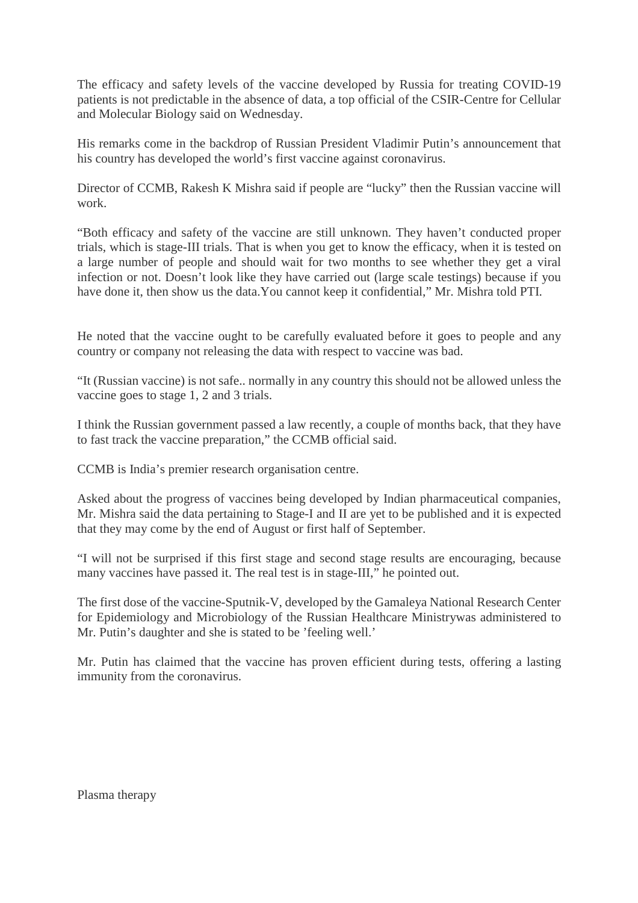The efficacy and safety levels of the vaccine developed by Russia for treating COVID-19 patients is not predictable in the absence of data, a top official of the CSIR-Centre for Cellular and Molecular Biology said on Wednesday.

His remarks come in the backdrop of Russian President Vladimir Putin's announcement that his country has developed the world's first vaccine against coronavirus.

Director of CCMB, Rakesh K Mishra said if people are "lucky" then the Russian vaccine will work.

"Both efficacy and safety of the vaccine are still unknown. They haven't conducted proper trials, which is stage-III trials. That is when you get to know the efficacy, when it is tested on a large number of people and should wait for two months to see whether they get a viral infection or not. Doesn't look like they have carried out (large scale testings) because if you have done it, then show us the data.You cannot keep it confidential," Mr. Mishra told PTI.

He noted that the vaccine ought to be carefully evaluated before it goes to people and any country or company not releasing the data with respect to vaccine was bad.

"It (Russian vaccine) is not safe.. normally in any country this should not be allowed unless the vaccine goes to stage 1, 2 and 3 trials.

I think the Russian government passed a law recently, a couple of months back, that they have to fast track the vaccine preparation," the CCMB official said.

CCMB is India's premier research organisation centre.

Asked about the progress of vaccines being developed by Indian pharmaceutical companies, Mr. Mishra said the data pertaining to Stage-I and II are yet to be published and it is expected that they may come by the end of August or first half of September.

"I will not be surprised if this first stage and second stage results are encouraging, because many vaccines have passed it. The real test is in stage-III," he pointed out.

The first dose of the vaccine-Sputnik-V, developed by the Gamaleya National Research Center for Epidemiology and Microbiology of the Russian Healthcare Ministrywas administered to Mr. Putin's daughter and she is stated to be 'feeling well.'

Mr. Putin has claimed that the vaccine has proven efficient during tests, offering a lasting immunity from the coronavirus.

Plasma therapy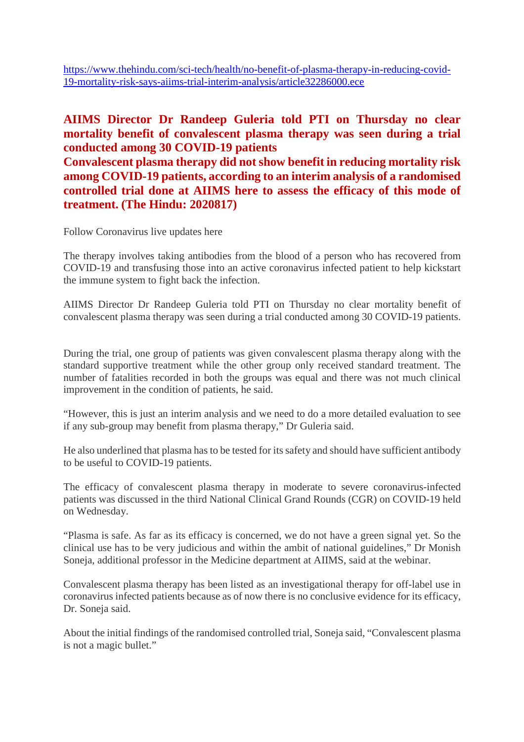https://www.thehindu.com/sci-tech/health/no-benefit-of-plasma-therapy-in-reducing-covid-19-mortality-risk-says-aiims-trial-interim-analysis/article32286000.ece

## AIIMS Director Dr Randeep Guleria told PTI on Thursday no clear mortality benefit of convalescent plasma therapy was seen during a trial conducted among 30 COVID-19 patients

## Convalescent plasma therapy did not show benefit in reducing mortality risk among COVID-19 patients, according to an interim analysis of a randomised controlled trial done at AIIMS here to assess the efficacy of this mode of treatment. (The Hindu: 2020817)

Follow Coronavirus live updates here

The therapy involves taking antibodies from the blood of a person who has recovered from COVID-19 and transfusing those into an active coronavirus infected patient to help kickstart the immune system to fight back the infection.

AIIMS Director Dr Randeep Guleria told PTI on Thursday no clear mortality benefit of convalescent plasma therapy was seen during a trial conducted among 30 COVID-19 patients.

During the trial, one group of patients was given convalescent plasma therapy along with the standard supportive treatment while the other group only received standard treatment. The number of fatalities recorded in both the groups was equal and there was not much clinical improvement in the condition of patients, he said.

"However, this is just an interim analysis and we need to do a more detailed evaluation to see if any sub-group may benefit from plasma therapy," Dr Guleria said.

He also underlined that plasma has to be tested for its safety and should have sufficient antibody to be useful to COVID-19 patients.

The efficacy of convalescent plasma therapy in moderate to severe coronavirus-infected patients was discussed in the third National Clinical Grand Rounds (CGR) on COVID-19 held on Wednesday.

"Plasma is safe. As far as its efficacy is concerned, we do not have a green signal yet. So the clinical use has to be very judicious and within the ambit of national guidelines," Dr Monish Soneja, additional professor in the Medicine department at AIIMS, said at the webinar.

Convalescent plasma therapy has been listed as an investigational therapy for off-label use in coronavirus infected patients because as of now there is no conclusive evidence for its efficacy, Dr. Soneja said.

About the initial findings of the randomised controlled trial, Soneja said, "Convalescent plasma is not a magic bullet."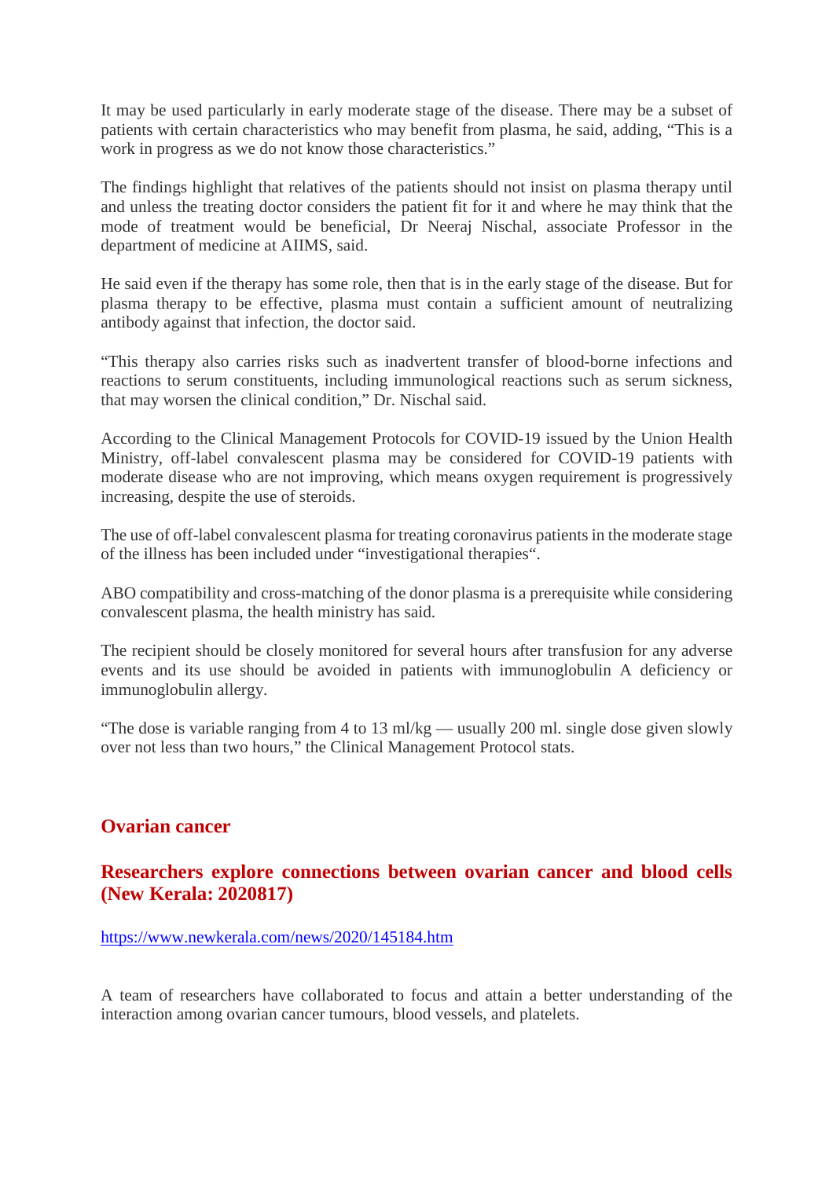It may be used particularly in early moderate stage of the disease. There may be a subset of patients with certain characteristics who may benefit from plasma, he said, adding, “This is a work in progress as we do not know those characteristics.”

The findings highlight that relatives of the patients should not insist on plasma therapy until and unless the treating doctor considers the patient fit for it and where he may think that the mode of treatment would be beneficial, Dr Neeraj Nischal, associate Professor in the department of medicine at AIIMS, said.

He said even if the therapy has some role, then that is in the early stage of the disease. But for plasma therapy to be effective, plasma must contain a sufficient amount of neutralizing antibody against that infection, the doctor said.

“This therapy also carries risks such as inadvertent transfer of blood-borne infections and reactions to serum constituents, including immunological reactions such as serum sickness, that may worsen the clinical condition,” Dr. Nischal said.

According to the Clinical Management Protocols for COVID-19 issued by the Union Health Ministry, off-label convalescent plasma may be considered for COVID-19 patients with moderate disease who are not improving, which means oxygen requirement is progressively increasing, despite the use of steroids.

The use of off-label convalescent plasma for treating coronavirus patients in the moderate stage of the illness has been included under “investigational therapies“.

ABO compatibility and cross-matching of the donor plasma is a prerequisite while considering convalescent plasma, the health ministry has said.

The recipient should be closely monitored for several hours after transfusion for any adverse events and its use should be avoided in patients with immunoglobulin A deficiency or immunoglobulin allergy.

“The dose is variable ranging from 4 to 13 ml/kg — usually 200 ml. single dose given slowly over not less than two hours,” the Clinical Management Protocol stats.

## Ovarian cancer

### Researchers explore connections between ovarian cancer and blood cells (New Kerala: 2020817)

https://www.newkerala.com/news/2020/145184.htm

A team of researchers have collaborated to focus and attain a better understanding of the interaction among ovarian cancer tumours, blood vessels, and platelets.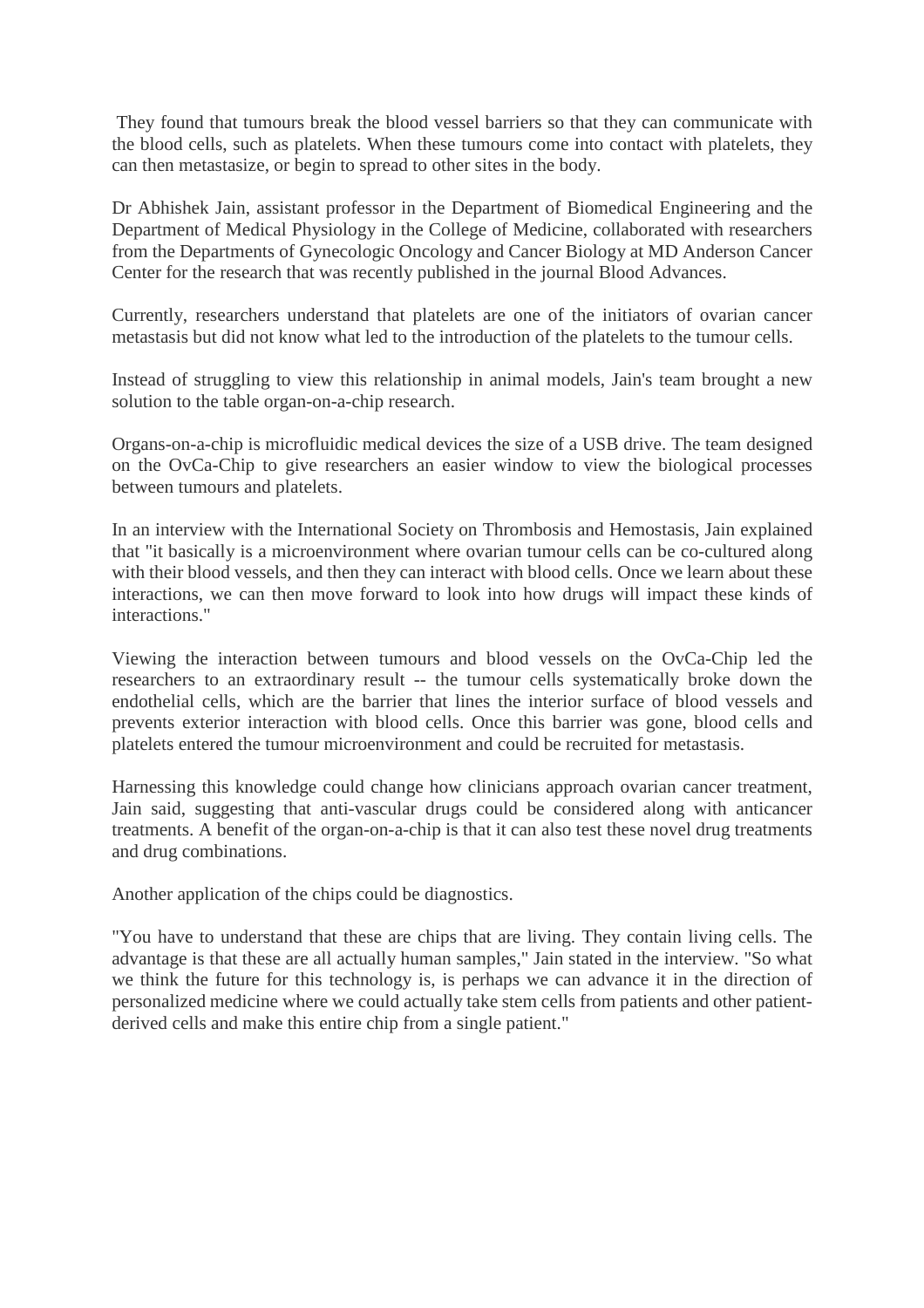They found that tumours break the blood vessel barriers so that they can communicate with the blood cells, such as platelets. When these tumours come into contact with platelets, they can then metastasize, or begin to spread to other sites in the body.

Dr Abhishek Jain, assistant professor in the Department of Biomedical Engineering and the Department of Medical Physiology in the College of Medicine, collaborated with researchers from the Departments of Gynecologic Oncology and Cancer Biology at MD Anderson Cancer Center for the research that was recently published in the journal Blood Advances.

Currently, researchers understand that platelets are one of the initiators of ovarian cancer metastasis but did not know what led to the introduction of the platelets to the tumour cells.

Instead of struggling to view this relationship in animal models, Jain's team brought a new solution to the table organ-on-a-chip research.

Organs-on-a-chip is microfluidic medical devices the size of a USB drive. The team designed on the OvCa-Chip to give researchers an easier window to view the biological processes between tumours and platelets.

In an interview with the International Society on Thrombosis and Hemostasis, Jain explained that "it basically is a microenvironment where ovarian tumour cells can be co-cultured along with their blood vessels, and then they can interact with blood cells. Once we learn about these interactions, we can then move forward to look into how drugs will impact these kinds of interactions."

Viewing the interaction between tumours and blood vessels on the OvCa-Chip led the researchers to an extraordinary result -- the tumour cells systematically broke down the endothelial cells, which are the barrier that lines the interior surface of blood vessels and prevents exterior interaction with blood cells. Once this barrier was gone, blood cells and platelets entered the tumour microenvironment and could be recruited for metastasis.

Harnessing this knowledge could change how clinicians approach ovarian cancer treatment, Jain said, suggesting that anti-vascular drugs could be considered along with anticancer treatments. A benefit of the organ-on-a-chip is that it can also test these novel drug treatments and drug combinations.

Another application of the chips could be diagnostics.

"You have to understand that these are chips that are living. They contain living cells. The advantage is that these are all actually human samples," Jain stated in the interview. "So what we think the future for this technology is, is perhaps we can advance it in the direction of personalized medicine where we could actually take stem cells from patients and other patient-derived cells and make this entire chip from a single patient."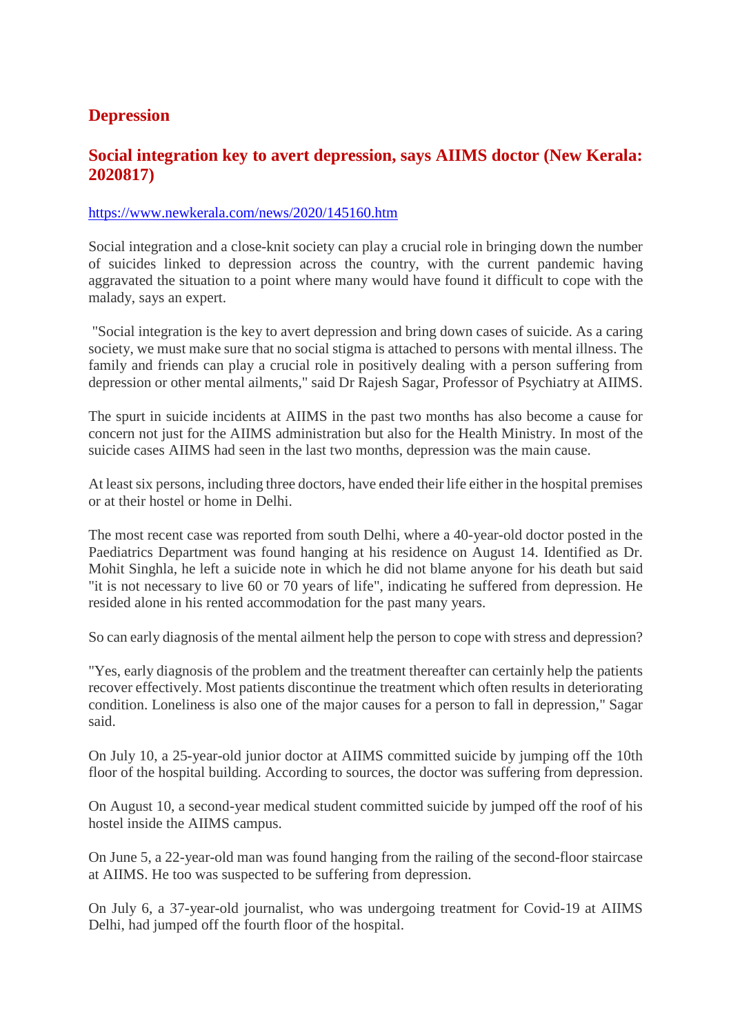## Depression

### Social integration key to avert depression, says AIIMS doctor (New Kerala: 2020817)

https://www.newkerala.com/news/2020/145160.htm

Social integration and a close-knit society can play a crucial role in bringing down the number of suicides linked to depression across the country, with the current pandemic having aggravated the situation to a point where many would have found it difficult to cope with the malady, says an expert.

"Social integration is the key to avert depression and bring down cases of suicide. As a caring society, we must make sure that no social stigma is attached to persons with mental illness. The family and friends can play a crucial role in positively dealing with a person suffering from depression or other mental ailments," said Dr Rajesh Sagar, Professor of Psychiatry at AIIMS.

The spurt in suicide incidents at AIIMS in the past two months has also become a cause for concern not just for the AIIMS administration but also for the Health Ministry. In most of the suicide cases AIIMS had seen in the last two months, depression was the main cause.

At least six persons, including three doctors, have ended their life either in the hospital premises or at their hostel or home in Delhi.

The most recent case was reported from south Delhi, where a 40-year-old doctor posted in the Paediatrics Department was found hanging at his residence on August 14. Identified as Dr. Mohit Singhla, he left a suicide note in which he did not blame anyone for his death but said "it is not necessary to live 60 or 70 years of life", indicating he suffered from depression. He resided alone in his rented accommodation for the past many years.

So can early diagnosis of the mental ailment help the person to cope with stress and depression?

"Yes, early diagnosis of the problem and the treatment thereafter can certainly help the patients recover effectively. Most patients discontinue the treatment which often results in deteriorating condition. Loneliness is also one of the major causes for a person to fall in depression," Sagar said.

On July 10, a 25-year-old junior doctor at AIIMS committed suicide by jumping off the 10th floor of the hospital building. According to sources, the doctor was suffering from depression.

On August 10, a second-year medical student committed suicide by jumped off the roof of his hostel inside the AIIMS campus.

On June 5, a 22-year-old man was found hanging from the railing of the second-floor staircase at AIIMS. He too was suspected to be suffering from depression.

On July 6, a 37-year-old journalist, who was undergoing treatment for Covid-19 at AIIMS Delhi, had jumped off the fourth floor of the hospital.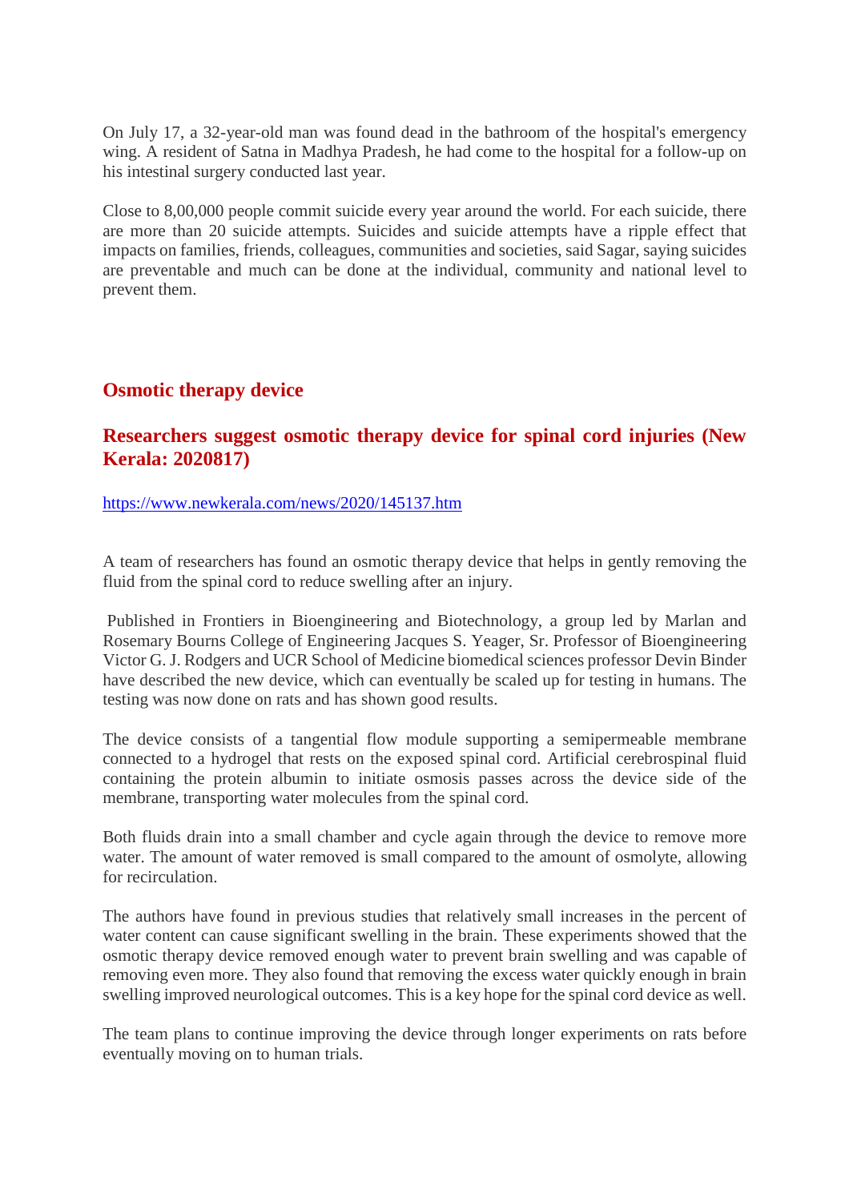On July 17, a 32-year-old man was found dead in the bathroom of the hospital's emergency wing. A resident of Satna in Madhya Pradesh, he had come to the hospital for a follow-up on his intestinal surgery conducted last year.

Close to 8,00,000 people commit suicide every year around the world. For each suicide, there are more than 20 suicide attempts. Suicides and suicide attempts have a ripple effect that impacts on families, friends, colleagues, communities and societies, said Sagar, saying suicides are preventable and much can be done at the individual, community and national level to prevent them.

## Osmotic therapy device

### Researchers suggest osmotic therapy device for spinal cord injuries (New Kerala: 2020817)

https://www.newkerala.com/news/2020/145137.htm

A team of researchers has found an osmotic therapy device that helps in gently removing the fluid from the spinal cord to reduce swelling after an injury.

Published in Frontiers in Bioengineering and Biotechnology, a group led by Marlan and Rosemary Bourns College of Engineering Jacques S. Yeager, Sr. Professor of Bioengineering Victor G. J. Rodgers and UCR School of Medicine biomedical sciences professor Devin Binder have described the new device, which can eventually be scaled up for testing in humans. The testing was now done on rats and has shown good results.

The device consists of a tangential flow module supporting a semipermeable membrane connected to a hydrogel that rests on the exposed spinal cord. Artificial cerebrospinal fluid containing the protein albumin to initiate osmosis passes across the device side of the membrane, transporting water molecules from the spinal cord.

Both fluids drain into a small chamber and cycle again through the device to remove more water. The amount of water removed is small compared to the amount of osmolyte, allowing for recirculation.

The authors have found in previous studies that relatively small increases in the percent of water content can cause significant swelling in the brain. These experiments showed that the osmotic therapy device removed enough water to prevent brain swelling and was capable of removing even more. They also found that removing the excess water quickly enough in brain swelling improved neurological outcomes. This is a key hope for the spinal cord device as well.

The team plans to continue improving the device through longer experiments on rats before eventually moving on to human trials.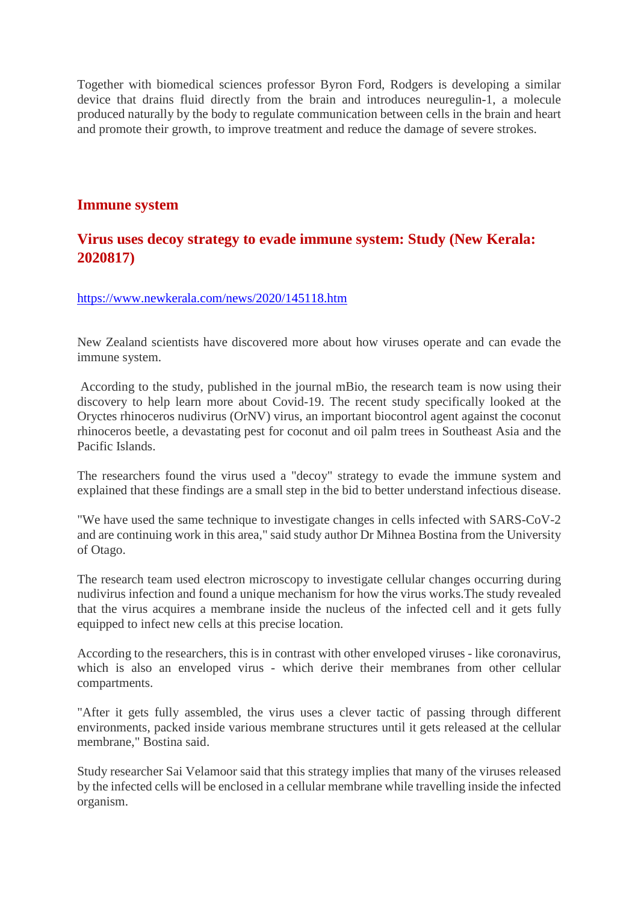Together with biomedical sciences professor Byron Ford, Rodgers is developing a similar device that drains fluid directly from the brain and introduces neuregulin-1, a molecule produced naturally by the body to regulate communication between cells in the brain and heart and promote their growth, to improve treatment and reduce the damage of severe strokes.

## Immune system

## Virus uses decoy strategy to evade immune system: Study (New Kerala: 2020817)

https://www.newkerala.com/news/2020/145118.htm

New Zealand scientists have discovered more about how viruses operate and can evade the immune system.

According to the study, published in the journal mBio, the research team is now using their discovery to help learn more about Covid-19. The recent study specifically looked at the Oryctes rhinoceros nudivirus (OrNV) virus, an important biocontrol agent against the coconut rhinoceros beetle, a devastating pest for coconut and oil palm trees in Southeast Asia and the Pacific Islands.

The researchers found the virus used a "decoy" strategy to evade the immune system and explained that these findings are a small step in the bid to better understand infectious disease.

"We have used the same technique to investigate changes in cells infected with SARS-CoV-2 and are continuing work in this area," said study author Dr Mihnea Bostina from the University of Otago.

The research team used electron microscopy to investigate cellular changes occurring during nudivirus infection and found a unique mechanism for how the virus works.The study revealed that the virus acquires a membrane inside the nucleus of the infected cell and it gets fully equipped to infect new cells at this precise location.

According to the researchers, this is in contrast with other enveloped viruses - like coronavirus, which is also an enveloped virus - which derive their membranes from other cellular compartments.

"After it gets fully assembled, the virus uses a clever tactic of passing through different environments, packed inside various membrane structures until it gets released at the cellular membrane," Bostina said.

Study researcher Sai Velamoor said that this strategy implies that many of the viruses released by the infected cells will be enclosed in a cellular membrane while travelling inside the infected organism.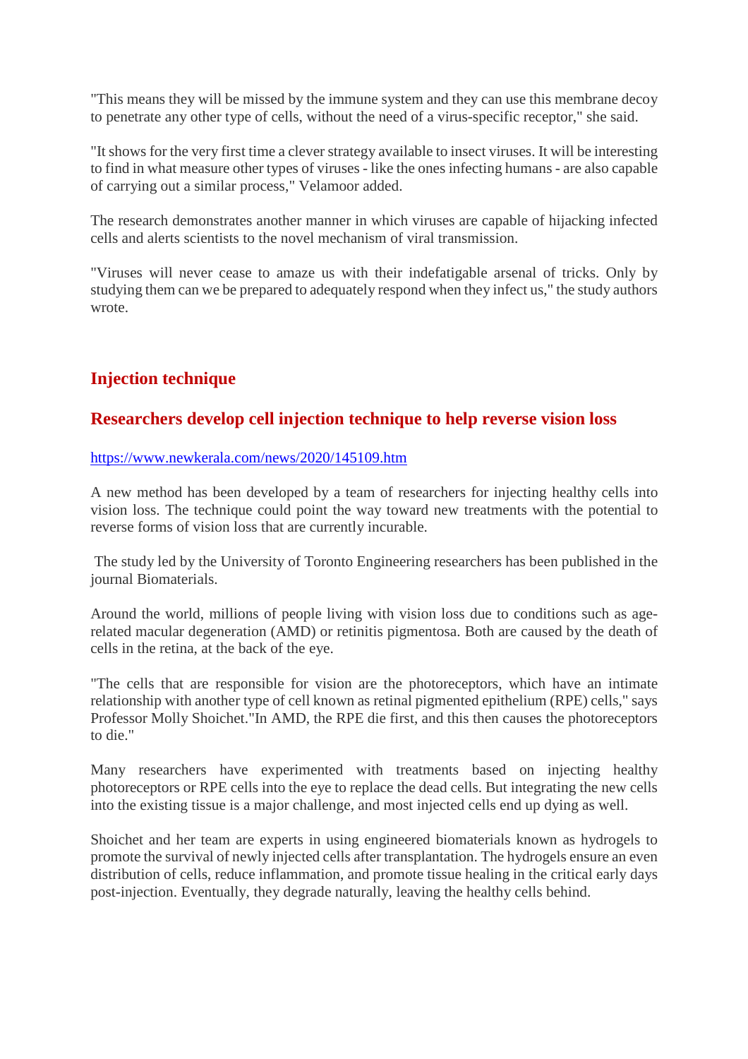"This means they will be missed by the immune system and they can use this membrane decoy to penetrate any other type of cells, without the need of a virus-specific receptor," she said.

"It shows for the very first time a clever strategy available to insect viruses. It will be interesting to find in what measure other types of viruses - like the ones infecting humans - are also capable of carrying out a similar process," Velamoor added.

The research demonstrates another manner in which viruses are capable of hijacking infected cells and alerts scientists to the novel mechanism of viral transmission.

"Viruses will never cease to amaze us with their indefatigable arsenal of tricks. Only by studying them can we be prepared to adequately respond when they infect us," the study authors wrote.

## Injection technique

### Researchers develop cell injection technique to help reverse vision loss

https://www.newkerala.com/news/2020/145109.htm

A new method has been developed by a team of researchers for injecting healthy cells into vision loss. The technique could point the way toward new treatments with the potential to reverse forms of vision loss that are currently incurable.

The study led by the University of Toronto Engineering researchers has been published in the journal Biomaterials.

Around the world, millions of people living with vision loss due to conditions such as age-related macular degeneration (AMD) or retinitis pigmentosa. Both are caused by the death of cells in the retina, at the back of the eye.

"The cells that are responsible for vision are the photoreceptors, which have an intimate relationship with another type of cell known as retinal pigmented epithelium (RPE) cells," says Professor Molly Shoichet."In AMD, the RPE die first, and this then causes the photoreceptors to die."

Many researchers have experimented with treatments based on injecting healthy photoreceptors or RPE cells into the eye to replace the dead cells. But integrating the new cells into the existing tissue is a major challenge, and most injected cells end up dying as well.

Shoichet and her team are experts in using engineered biomaterials known as hydrogels to promote the survival of newly injected cells after transplantation. The hydrogels ensure an even distribution of cells, reduce inflammation, and promote tissue healing in the critical early days post-injection. Eventually, they degrade naturally, leaving the healthy cells behind.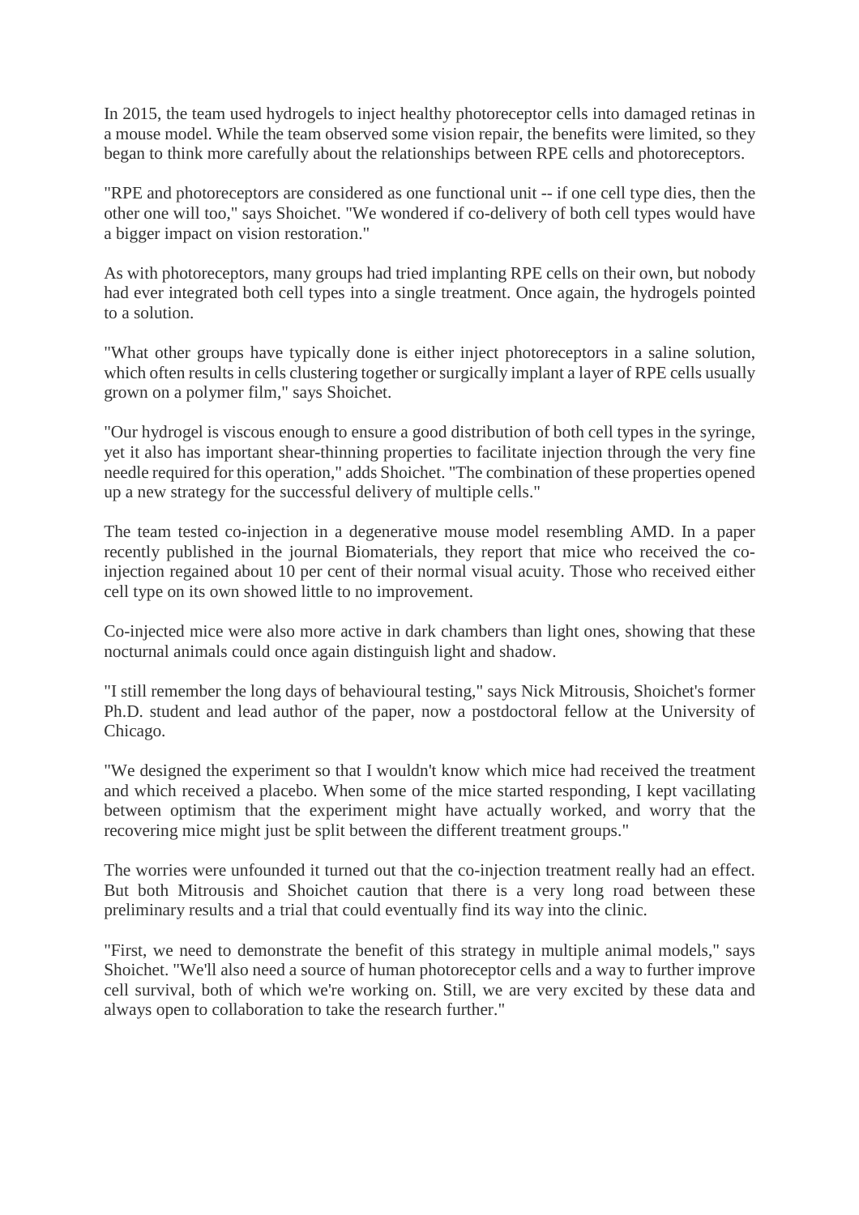In 2015, the team used hydrogels to inject healthy photoreceptor cells into damaged retinas in a mouse model. While the team observed some vision repair, the benefits were limited, so they began to think more carefully about the relationships between RPE cells and photoreceptors.

"RPE and photoreceptors are considered as one functional unit -- if one cell type dies, then the other one will too," says Shoichet. "We wondered if co-delivery of both cell types would have a bigger impact on vision restoration."

As with photoreceptors, many groups had tried implanting RPE cells on their own, but nobody had ever integrated both cell types into a single treatment. Once again, the hydrogels pointed to a solution.

"What other groups have typically done is either inject photoreceptors in a saline solution, which often results in cells clustering together or surgically implant a layer of RPE cells usually grown on a polymer film," says Shoichet.

"Our hydrogel is viscous enough to ensure a good distribution of both cell types in the syringe, yet it also has important shear-thinning properties to facilitate injection through the very fine needle required for this operation," adds Shoichet. "The combination of these properties opened up a new strategy for the successful delivery of multiple cells."

The team tested co-injection in a degenerative mouse model resembling AMD. In a paper recently published in the journal Biomaterials, they report that mice who received the co-injection regained about 10 per cent of their normal visual acuity. Those who received either cell type on its own showed little to no improvement.

Co-injected mice were also more active in dark chambers than light ones, showing that these nocturnal animals could once again distinguish light and shadow.

"I still remember the long days of behavioural testing," says Nick Mitrousis, Shoichet's former Ph.D. student and lead author of the paper, now a postdoctoral fellow at the University of Chicago.

"We designed the experiment so that I wouldn't know which mice had received the treatment and which received a placebo. When some of the mice started responding, I kept vacillating between optimism that the experiment might have actually worked, and worry that the recovering mice might just be split between the different treatment groups."

The worries were unfounded it turned out that the co-injection treatment really had an effect. But both Mitrousis and Shoichet caution that there is a very long road between these preliminary results and a trial that could eventually find its way into the clinic.

"First, we need to demonstrate the benefit of this strategy in multiple animal models," says Shoichet. "We'll also need a source of human photoreceptor cells and a way to further improve cell survival, both of which we're working on. Still, we are very excited by these data and always open to collaboration to take the research further."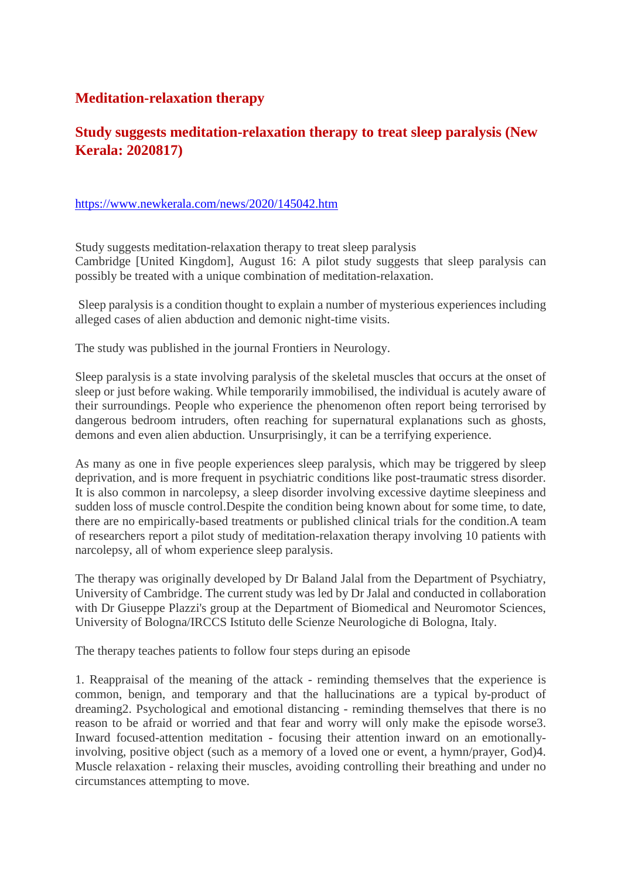## Meditation-relaxation therapy

## Study suggests meditation-relaxation therapy to treat sleep paralysis (New Kerala: 2020817)

https://www.newkerala.com/news/2020/145042.htm

Study suggests meditation-relaxation therapy to treat sleep paralysis
Cambridge [United Kingdom], August 16: A pilot study suggests that sleep paralysis can possibly be treated with a unique combination of meditation-relaxation.

Sleep paralysis is a condition thought to explain a number of mysterious experiences including alleged cases of alien abduction and demonic night-time visits.

The study was published in the journal Frontiers in Neurology.

Sleep paralysis is a state involving paralysis of the skeletal muscles that occurs at the onset of sleep or just before waking. While temporarily immobilised, the individual is acutely aware of their surroundings. People who experience the phenomenon often report being terrorised by dangerous bedroom intruders, often reaching for supernatural explanations such as ghosts, demons and even alien abduction. Unsurprisingly, it can be a terrifying experience.

As many as one in five people experiences sleep paralysis, which may be triggered by sleep deprivation, and is more frequent in psychiatric conditions like post-traumatic stress disorder. It is also common in narcolepsy, a sleep disorder involving excessive daytime sleepiness and sudden loss of muscle control.Despite the condition being known about for some time, to date, there are no empirically-based treatments or published clinical trials for the condition.A team of researchers report a pilot study of meditation-relaxation therapy involving 10 patients with narcolepsy, all of whom experience sleep paralysis.

The therapy was originally developed by Dr Baland Jalal from the Department of Psychiatry, University of Cambridge. The current study was led by Dr Jalal and conducted in collaboration with Dr Giuseppe Plazzi's group at the Department of Biomedical and Neuromotor Sciences, University of Bologna/IRCCS Istituto delle Scienze Neurologiche di Bologna, Italy.

The therapy teaches patients to follow four steps during an episode

1. Reappraisal of the meaning of the attack - reminding themselves that the experience is common, benign, and temporary and that the hallucinations are a typical by-product of dreaming2. Psychological and emotional distancing - reminding themselves that there is no reason to be afraid or worried and that fear and worry will only make the episode worse3. Inward focused-attention meditation - focusing their attention inward on an emotionally-involving, positive object (such as a memory of a loved one or event, a hymn/prayer, God)4. Muscle relaxation - relaxing their muscles, avoiding controlling their breathing and under no circumstances attempting to move.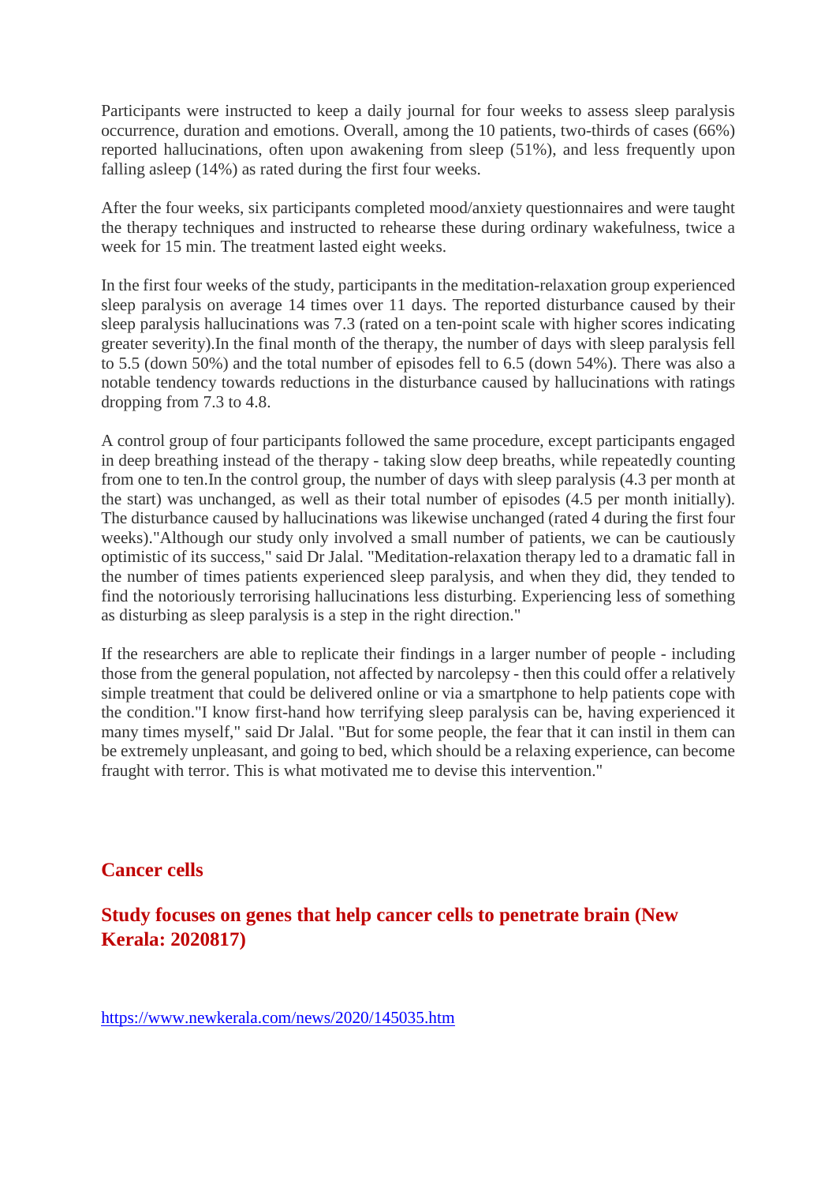Participants were instructed to keep a daily journal for four weeks to assess sleep paralysis occurrence, duration and emotions. Overall, among the 10 patients, two-thirds of cases (66%) reported hallucinations, often upon awakening from sleep (51%), and less frequently upon falling asleep (14%) as rated during the first four weeks.

After the four weeks, six participants completed mood/anxiety questionnaires and were taught the therapy techniques and instructed to rehearse these during ordinary wakefulness, twice a week for 15 min. The treatment lasted eight weeks.

In the first four weeks of the study, participants in the meditation-relaxation group experienced sleep paralysis on average 14 times over 11 days. The reported disturbance caused by their sleep paralysis hallucinations was 7.3 (rated on a ten-point scale with higher scores indicating greater severity).In the final month of the therapy, the number of days with sleep paralysis fell to 5.5 (down 50%) and the total number of episodes fell to 6.5 (down 54%). There was also a notable tendency towards reductions in the disturbance caused by hallucinations with ratings dropping from 7.3 to 4.8.

A control group of four participants followed the same procedure, except participants engaged in deep breathing instead of the therapy - taking slow deep breaths, while repeatedly counting from one to ten.In the control group, the number of days with sleep paralysis (4.3 per month at the start) was unchanged, as well as their total number of episodes (4.5 per month initially). The disturbance caused by hallucinations was likewise unchanged (rated 4 during the first four weeks)."Although our study only involved a small number of patients, we can be cautiously optimistic of its success," said Dr Jalal. "Meditation-relaxation therapy led to a dramatic fall in the number of times patients experienced sleep paralysis, and when they did, they tended to find the notoriously terrorising hallucinations less disturbing. Experiencing less of something as disturbing as sleep paralysis is a step in the right direction."

If the researchers are able to replicate their findings in a larger number of people - including those from the general population, not affected by narcolepsy - then this could offer a relatively simple treatment that could be delivered online or via a smartphone to help patients cope with the condition."I know first-hand how terrifying sleep paralysis can be, having experienced it many times myself," said Dr Jalal. "But for some people, the fear that it can instil in them can be extremely unpleasant, and going to bed, which should be a relaxing experience, can become fraught with terror. This is what motivated me to devise this intervention."

## Cancer cells

### Study focuses on genes that help cancer cells to penetrate brain (New Kerala: 2020817)

https://www.newkerala.com/news/2020/145035.htm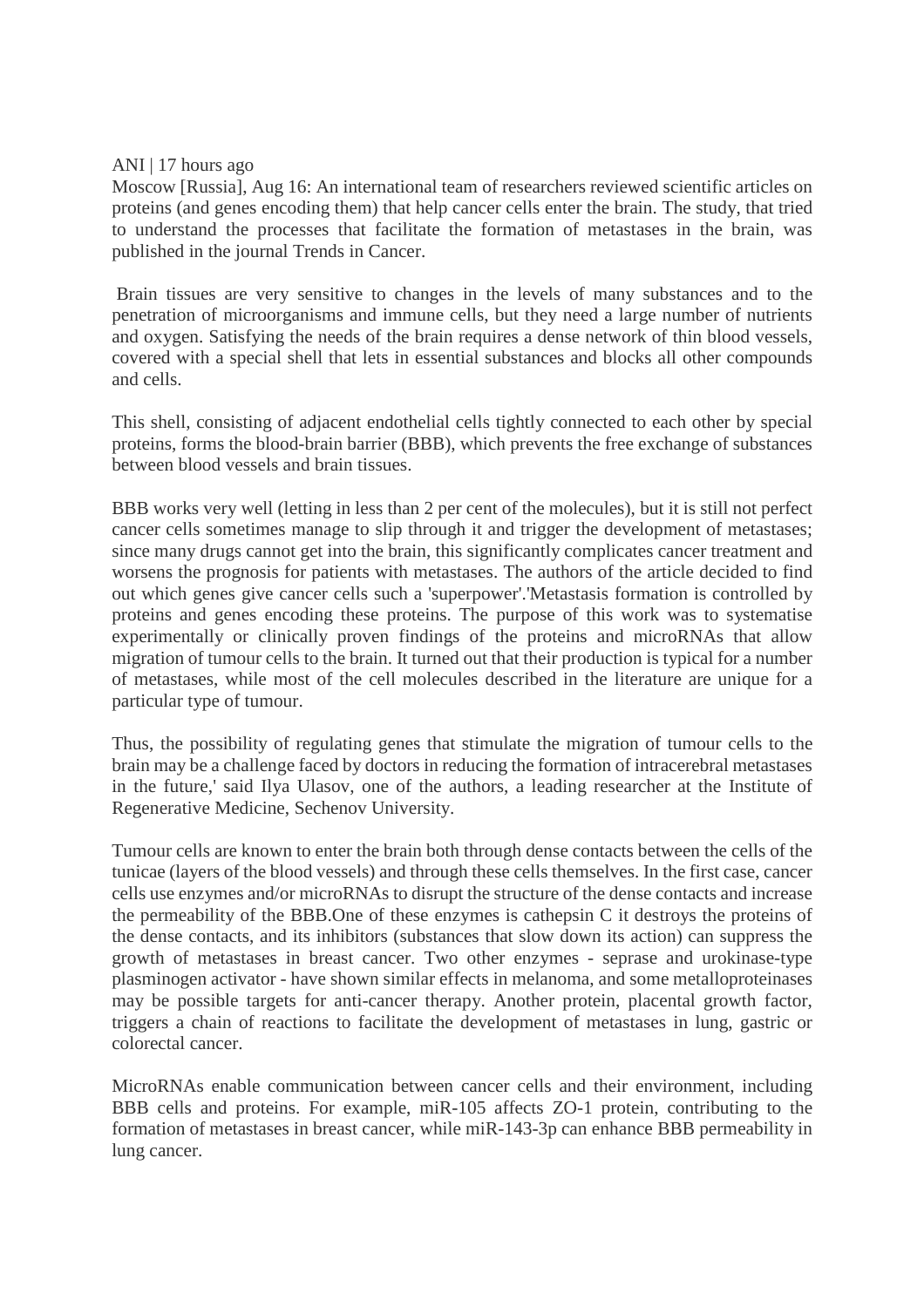ANI | 17 hours ago

Moscow [Russia], Aug 16: An international team of researchers reviewed scientific articles on proteins (and genes encoding them) that help cancer cells enter the brain. The study, that tried to understand the processes that facilitate the formation of metastases in the brain, was published in the journal Trends in Cancer.

Brain tissues are very sensitive to changes in the levels of many substances and to the penetration of microorganisms and immune cells, but they need a large number of nutrients and oxygen. Satisfying the needs of the brain requires a dense network of thin blood vessels, covered with a special shell that lets in essential substances and blocks all other compounds and cells.

This shell, consisting of adjacent endothelial cells tightly connected to each other by special proteins, forms the blood-brain barrier (BBB), which prevents the free exchange of substances between blood vessels and brain tissues.

BBB works very well (letting in less than 2 per cent of the molecules), but it is still not perfect cancer cells sometimes manage to slip through it and trigger the development of metastases; since many drugs cannot get into the brain, this significantly complicates cancer treatment and worsens the prognosis for patients with metastases. The authors of the article decided to find out which genes give cancer cells such a 'superpower'.'Metastasis formation is controlled by proteins and genes encoding these proteins. The purpose of this work was to systematise experimentally or clinically proven findings of the proteins and microRNAs that allow migration of tumour cells to the brain. It turned out that their production is typical for a number of metastases, while most of the cell molecules described in the literature are unique for a particular type of tumour.

Thus, the possibility of regulating genes that stimulate the migration of tumour cells to the brain may be a challenge faced by doctors in reducing the formation of intracerebral metastases in the future,' said Ilya Ulasov, one of the authors, a leading researcher at the Institute of Regenerative Medicine, Sechenov University.

Tumour cells are known to enter the brain both through dense contacts between the cells of the tunicae (layers of the blood vessels) and through these cells themselves. In the first case, cancer cells use enzymes and/or microRNAs to disrupt the structure of the dense contacts and increase the permeability of the BBB.One of these enzymes is cathepsin C it destroys the proteins of the dense contacts, and its inhibitors (substances that slow down its action) can suppress the growth of metastases in breast cancer. Two other enzymes - seprase and urokinase-type plasminogen activator - have shown similar effects in melanoma, and some metalloproteinases may be possible targets for anti-cancer therapy. Another protein, placental growth factor, triggers a chain of reactions to facilitate the development of metastases in lung, gastric or colorectal cancer.

MicroRNAs enable communication between cancer cells and their environment, including BBB cells and proteins. For example, miR-105 affects ZO-1 protein, contributing to the formation of metastases in breast cancer, while miR-143-3p can enhance BBB permeability in lung cancer.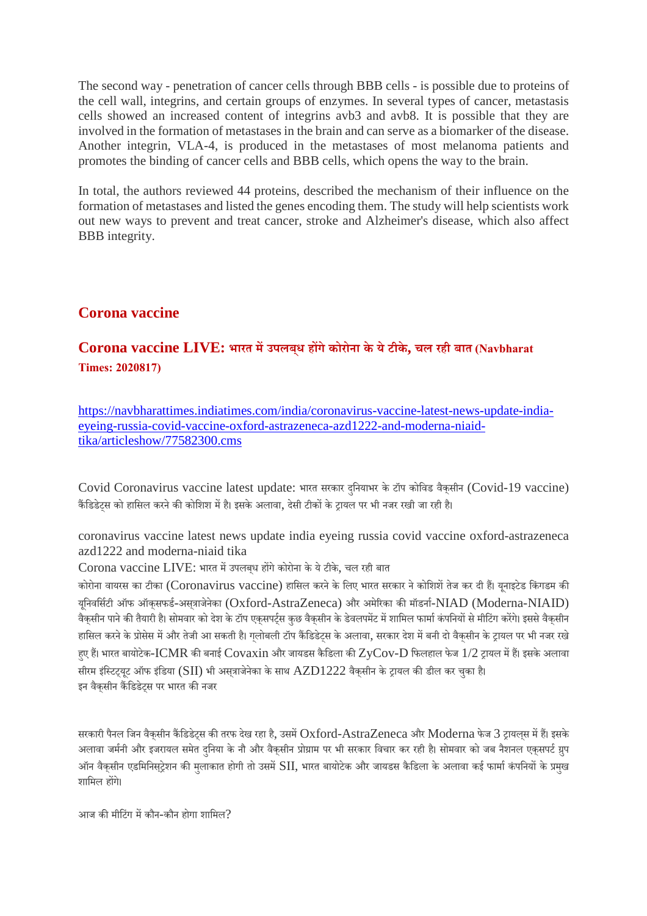The second way - penetration of cancer cells through BBB cells - is possible due to proteins of the cell wall, integrins, and certain groups of enzymes. In several types of cancer, metastasis cells showed an increased content of integrins avb3 and avb8. It is possible that they are involved in the formation of metastases in the brain and can serve as a biomarker of the disease. Another integrin, VLA-4, is produced in the metastases of most melanoma patients and promotes the binding of cancer cells and BBB cells, which opens the way to the brain.

In total, the authors reviewed 44 proteins, described the mechanism of their influence on the formation of metastases and listed the genes encoding them. The study will help scientists work out new ways to prevent and treat cancer, stroke and Alzheimer's disease, which also affect BBB integrity.

## Corona vaccine

### Corona vaccine LIVE: भारत में उपलब्ध होंगे कोरोना के ये टीके, चल रही बात (Navbharat Times: 2020817)

https://navbharattimes.indiatimes.com/india/coronavirus-vaccine-latest-news-update-india-eyeing-russia-covid-vaccine-oxford-astrazeneca-azd1222-and-moderna-niaid-tika/articleshow/77582300.cms

Covid Coronavirus vaccine latest update: भारत सरकार दुनियाभर के टॉप कोविड वैक्सीन (Covid-19 vaccine) कैंडिडेट्स को हासिल करने की कोशिश में है। इसके अलावा, देसी टीकों के ट्रायल पर भी नजर रखी जा रही है।

coronavirus vaccine latest news update india eyeing russia covid vaccine oxford-astrazeneca azd1222 and moderna-niaid tika

Corona vaccine LIVE: भारत में उपलब्ध होंगे कोरोना के ये टीके, चल रही बात

कोरोना वायरस का टीका (Coronavirus vaccine) हासिल करने के लिए भारत सरकार ने कोशिशें तेज कर दी हैं। यूनाइटेड किंगडम की यूनिवर्सिटी ऑफ ऑक्सफर्ड-अस्त्राजेनेका (Oxford-AstraZeneca) और अमेरिका की मॉडर्ना-NIAD (Moderna-NIAID) वैक्सीन पाने की तैयारी है। सोमवार को देश के टॉप एक्सपर्ट्स कुछ वैक्सीन के डेवलपमेंट में शामिल फार्मा कंपनियों से मीटिंग करेंगे। इससे वैक्सीन हासिल करने के प्रोसेस में और तेजी आ सकती है। ग्लोबली टॉप कैंडिडेट्स के अलावा, सरकार देश में बनी दो वैक्सीन के ट्रायल पर भी नजर रखे हुए हैं। भारत बायोटेक-ICMR की बनाई Covaxin और जायडस कैडिला की ZyCov-D फिलहाल फेज 1/2 ट्रायल में हैं। इसके अलावा सीरम इंस्टिट्यूट ऑफ इंडिया (SII) भी अस्त्राजेनेका के साथ AZD1222 वैक्सीन के ट्रायल की डील कर चुका है।

इन वैक्सीन कैंडिडेट्स पर भारत की नजर

सरकारी पैनल जिन वैक्सीन कैंडिडेट्स की तरफ देख रहा है, उसमें Oxford-AstraZeneca और Moderna फेज 3 ट्रायल्स में हैं। इसके अलावा जर्मनी और इजरायल समेत दुनिया के नौ और वैक्सीन प्रोग्राम पर भी सरकार विचार कर रही है। सोमवार को जब नैशनल एक्सपर्ट ग्रुप ऑन वैक्सीन एडमिनिस्ट्रेशन की मुलाकात होगी तो उसमें SII, भारत बायोटेक और जायडस कैडिला के अलावा कई फार्मा कंपनियों के प्रमुख शामिल होंगे।

आज की मीटिंग में कौन-कौन होगा शामिल?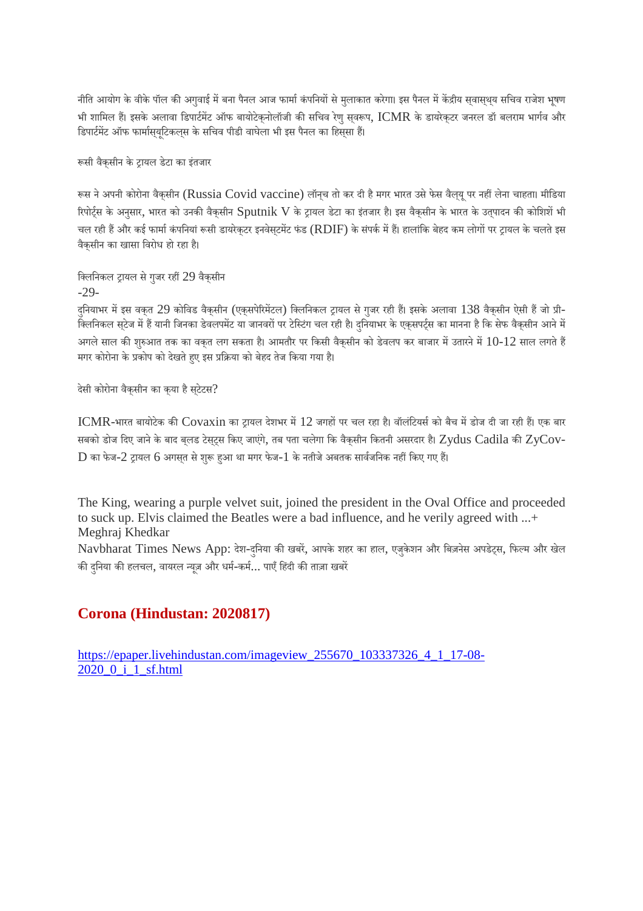नीति आयोग के वीके पॉल की अगुवाई में बना पैनल आज फार्मा कंपनियों से मुलाकात करेगा। इस पैनल में केंद्रीय स्वास्थ्य सचिव राजेश भूषण भी शामिल हैं। इसके अलावा डिपार्टमेंट ऑफ बायोटेक्नोलॉजी की सचिव रेणु स्वरूप, ICMR के डायरेक्टर जनरल डॉ बलराम भार्गव और डिपार्टमेंट ऑफ फार्मास्यूटिकल्स के सचिव पीडी वाघेला भी इस पैनल का हिस्सा हैं।

रूसी वैक्सीन के ट्रायल डेटा का इंतजार

रूस ने अपनी कोरोना वैक्सीन (Russia Covid vaccine) लॉन्च तो कर दी है मगर भारत उसे फेस वैल्यू पर नहीं लेना चाहता। मीडिया रिपोर्ट्स के अनुसार, भारत को उनकी वैक्सीन Sputnik V के ट्रायल डेटा का इंतजार है। इस वैक्सीन के भारत के उत्पादन की कोशिशें भी चल रही हैं और कई फार्मा कंपनियां रूसी डायरेक्टर इनवेस्टमेंट फंड (RDIF) के संपर्क में हैं। हालांकि बेहद कम लोगों पर ट्रायल के चलते इस वैक्सीन का खासा विरोध हो रहा है।

क्लिनिकल ट्रायल से गुजर रहीं 29 वैक्सीन
-29-
दुनियाभर में इस वक्त 29 कोविड वैक्सीन (एक्सपेरिमेंटल) क्लिनिकल ट्रायल से गुजर रही हैं। इसके अलावा 138 वैक्सीन ऐसी हैं जो प्री-क्लिनिकल स्टेज में हैं यानी जिनका डेवलपमेंट या जानवरों पर टेस्टिंग चल रही है। दुनियाभर के एक्सपर्ट्स का मानना है कि सेफ वैक्सीन आने में अगले साल की शुरुआत तक का वक्त लग सकता है। आमतौर पर किसी वैक्सीन को डेवलप कर बाजार में उतारने में 10-12 साल लगते हैं मगर कोरोना के प्रकोप को देखते हुए इस प्रक्रिया को बेहद तेज किया गया है।

देसी कोरोना वैक्सीन का क्या है स्टेटस?

ICMR-भारत बायोटेक की Covaxin का ट्रायल देशभर में 12 जगहों पर चल रहा है। वॉलंटियर्स को बैच में डोज दी जा रही हैं। एक बार सबको डोज दिए जाने के बाद ब्लड टेस्ट्स किए जाएंगे, तब पता चलेगा कि वैक्सीन कितनी असरदार है। Zydus Cadila की ZyCov-D का फेज-2 ट्रायल 6 अगस्त से शुरू हुआ था मगर फेज-1 के नतीजे अबतक सार्वजनिक नहीं किए गए हैं।

The King, wearing a purple velvet suit, joined the president in the Oval Office and proceeded to suck up. Elvis claimed the Beatles were a bad influence, and he verily agreed with ...+
Meghraj Khedkar
Navbharat Times News App: देश-दुनिया की खबरें, आपके शहर का हाल, एजुकेशन और बिज़नेस अपडेट्स, फिल्म और खेल की दुनिया की हलचल, वायरल न्यूज़ और धर्म-कर्म... पाएँ हिंदी की ताज़ा खबरें

## Corona (Hindustan: 2020817)

https://epaper.livehindustan.com/imageview_255670_103337326_4_1_17-08-2020_0_i_1_sf.html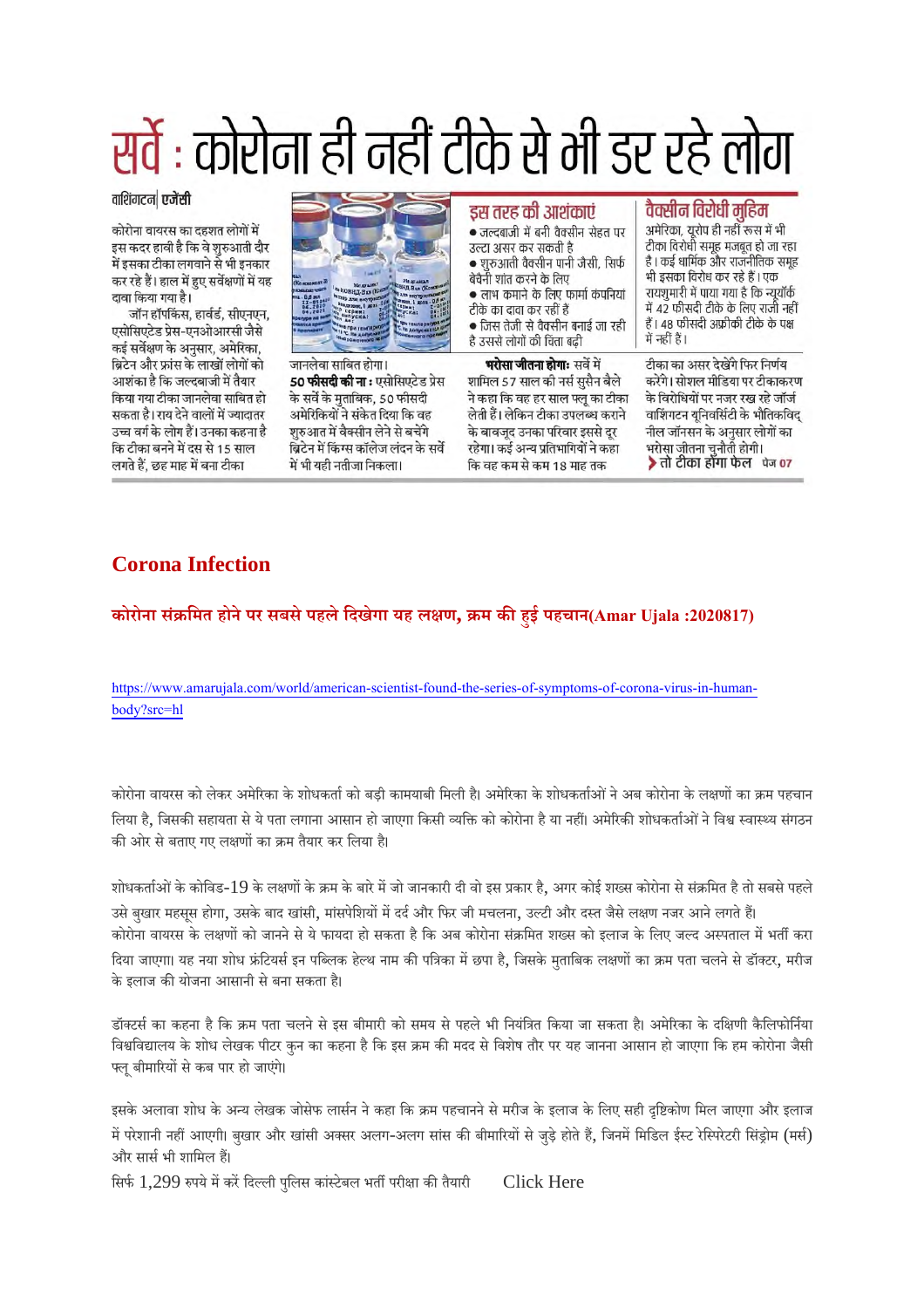# सर्वे : कोरोना ही नहीं टीके से भी डर रहे लोग

वाशिंगटन| एजेंसी

कोरोना वायरस का दहशत लोगों में इस कदर हावी है कि वे शुरुआती दौर में इसका टीका लगवाने से भी इनकार कर रहे हैं। हाल में हुए सर्वेक्षणों में यह दावा किया गया है।

जॉन हॉपकिंस, हार्वर्ड, सीएनएन, एसोसिएटेड प्रेस-एनओआरसी जैसे कई सर्वेक्षण के अनुसार, अमेरिका, ब्रिटेन और फ्रांस के लाखों लोगों को आशंका है कि जल्दबाजी में तैयार किया गया टीका जानलेवा साबित हो सकता है। राय देने वालों में ज्यादातर उच्च वर्ग के लोग हैं। उनका कहना है कि टीका बनने में दस से 15 साल लगते हैं, छह माह में बना टीका जानलेवा साबित होगा।

**50 फीसदी की ना :** एसोसिएटेड प्रेस के सर्वे के मुताबिक, 50 फीसदी अमेरिकियों ने संकेत दिया कि वह शुरुआत में वैक्सीन लेने से बचेंगे ब्रिटेन में किंग्स कॉलेज लंदन के सर्वे में भी यही नतीजा निकला।

## इस तरह की आशंकाएं

- जल्दबाजी में बनी वैक्सीन सेहत पर उल्टा असर कर सकती है
- शुरुआती वैक्सीन पानी जैसी, सिर्फ बेचैनी शांत करने के लिए
- लाभ कमाने के लिए फार्मा कंपनियां टीके का दावा कर रही हैं
- जिस तेजी से वैक्सीन बनाई जा रही है उससे लोगों की चिंता बढ़ी

**भरोसा जीतना होगा:** सर्वे में शामिल 57 साल की नर्स सुसैन बैले ने कहा कि वह हर साल फ्लू का टीका लेती हैं। लेकिन टीका उपलब्ध कराने के बावजूद उनका परिवार इससे दूर रहेगा। कई अन्य प्रतिभागियों ने कहा कि वह कम से कम 18 माह तक टीका का असर देखेंगे फिर निर्णय करेंगे। सोशल मीडिया पर टीकाकरण के विरोधियों पर नजर रख रहे जॉर्ज वाशिंगटन यूनिवर्सिटी के भौतिकविद् नील जॉनसन के अनुसार लोगों का भरोसा जीतना चुनौती होगी।

## वैक्सीन विरोधी मुहिम

अमेरिका, यूरोप ही नहीं रूस में भी टीका विरोधी समूह मजबूत हो जा रहा है। कई धार्मिक और राजनीतिक समूह भी इसका विरोध कर रहे हैं। एक रायशुमारी में पाया गया है कि न्यूयॉर्क में 42 फीसदी टीके के लिए राजी नहीं हैं। 48 फीसदी अफ्रीकी टीके के पक्ष में नहीं हैं।

➤ तो टीका होगा फेल पेज 07

## Corona Infection

### कोरोना संक्रमित होने पर सबसे पहले दिखेगा यह लक्षण, क्रम की हुई पहचान(Amar Ujala :2020817)

https://www.amarujala.com/world/american-scientist-found-the-series-of-symptoms-of-corona-virus-in-human-body?src=hl

कोरोना वायरस को लेकर अमेरिका के शोधकर्ता को बड़ी कामयाबी मिली है। अमेरिका के शोधकर्ताओं ने अब कोरोना के लक्षणों का क्रम पहचान लिया है, जिसकी सहायता से ये पता लगाना आसान हो जाएगा किसी व्यक्ति को कोरोना है या नहीं। अमेरिकी शोधकर्ताओं ने विश्व स्वास्थ्य संगठन की ओर से बताए गए लक्षणों का क्रम तैयार कर लिया है।

शोधकर्ताओं के कोविड-19 के लक्षणों के क्रम के बारे में जो जानकारी दी वो इस प्रकार है, अगर कोई शख्स कोरोना से संक्रमित है तो सबसे पहले उसे बुखार महसूस होगा, उसके बाद खांसी, मांसपेशियों में दर्द और फिर जी मचलना, उल्टी और दस्त जैसे लक्षण नजर आने लगते हैं।
कोरोना वायरस के लक्षणों को जानने से ये फायदा हो सकता है कि अब कोरोना संक्रमित शख्स को इलाज के लिए जल्द अस्पताल में भर्ती करा दिया जाएगा। यह नया शोध फ्रंटियर्स इन पब्लिक हेल्थ नाम की पत्रिका में छपा है, जिसके मुताबिक लक्षणों का क्रम पता चलने से डॉक्टर, मरीज के इलाज की योजना आसानी से बना सकता है।

डॉक्टर्स का कहना है कि क्रम पता चलने से इस बीमारी को समय से पहले भी नियंत्रित किया जा सकता है। अमेरिका के दक्षिणी कैलिफोर्निया विश्वविद्यालय के शोध लेखक पीटर कुन का कहना है कि इस क्रम की मदद से विशेष तौर पर यह जानना आसान हो जाएगा कि हम कोरोना जैसी फ्लू बीमारियों से कब पार हो जाएंगे।

इसके अलावा शोध के अन्य लेखक जोसेफ लार्सन ने कहा कि क्रम पहचानने से मरीज के इलाज के लिए सही दृष्टिकोण मिल जाएगा और इलाज में परेशानी नहीं आएगी। बुखार और खांसी अक्सर अलग-अलग सांस की बीमारियों से जुड़े होते हैं, जिनमें मिडिल ईस्ट रेस्पिरेटरी सिंड्रोम (मर्स) और सार्स भी शामिल हैं।

सिर्फ 1,299 रुपये में करें दिल्ली पुलिस कांस्टेबल भर्ती परीक्षा की तैयारी Click Here